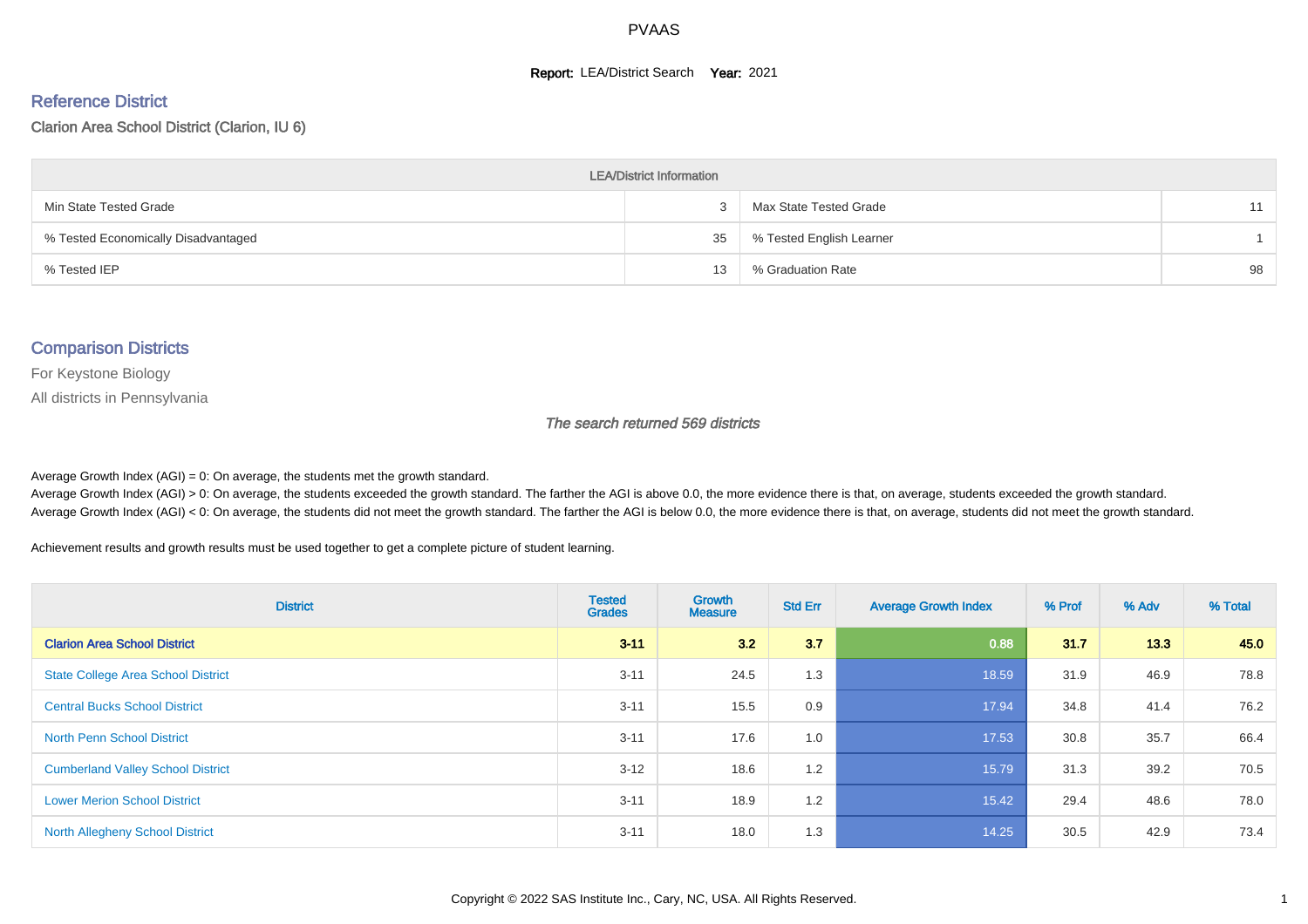# PVAAS

**Report:** LEA/District Search **Year:** 2021

## Reference District

Clarion Area School District (Clarion, IU 6)

| LEA/District Information | | | |
|---|---|---|---|
| Min State Tested Grade | 3 | Max State Tested Grade | 11 |
| % Tested Economically Disadvantaged | 35 | % Tested English Learner | 1 |
| % Tested IEP | 13 | % Graduation Rate | 98 |

## Comparison Districts

For Keystone Biology

All districts in Pennsylvania

*The search returned 569 districts*

Average Growth Index (AGI) = 0: On average, the students met the growth standard.
Average Growth Index (AGI) > 0: On average, the students exceeded the growth standard. The farther the AGI is above 0.0, the more evidence there is that, on average, students exceeded the growth standard.
Average Growth Index (AGI) < 0: On average, the students did not meet the growth standard. The farther the AGI is below 0.0, the more evidence there is that, on average, students did not meet the growth standard.

Achievement results and growth results must be used together to get a complete picture of student learning.

| District | Tested Grades | Growth Measure | Std Err | Average Growth Index | % Prof | % Adv | % Total |
|---|---|---|---|---|---|---|---|
| **Clarion Area School District** | **3-11** | **3.2** | **3.7** | **0.88** | **31.7** | **13.3** | **45.0** |
| State College Area School District | 3-11 | 24.5 | 1.3 | 18.59 | 31.9 | 46.9 | 78.8 |
| Central Bucks School District | 3-11 | 15.5 | 0.9 | 17.94 | 34.8 | 41.4 | 76.2 |
| North Penn School District | 3-11 | 17.6 | 1.0 | 17.53 | 30.8 | 35.7 | 66.4 |
| Cumberland Valley School District | 3-12 | 18.6 | 1.2 | 15.79 | 31.3 | 39.2 | 70.5 |
| Lower Merion School District | 3-11 | 18.9 | 1.2 | 15.42 | 29.4 | 48.6 | 78.0 |
| North Allegheny School District | 3-11 | 18.0 | 1.3 | 14.25 | 30.5 | 42.9 | 73.4 |

Copyright © 2022 SAS Institute Inc., Cary, NC, USA. All Rights Reserved.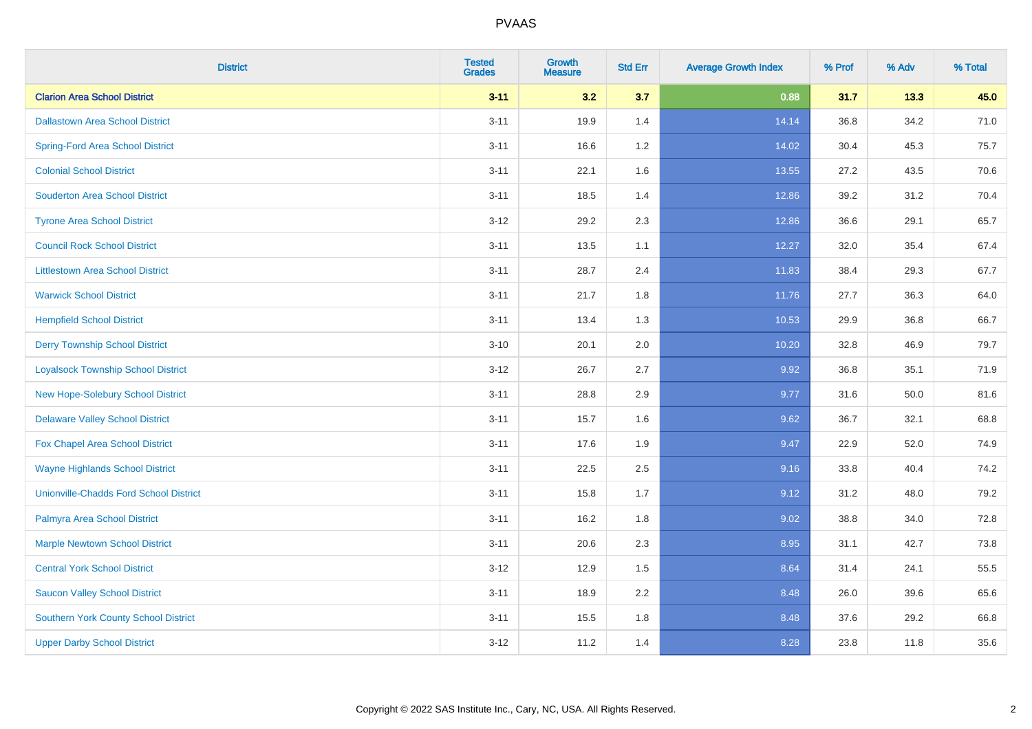| District | Tested Grades | Growth Measure | Std Err | Average Growth Index | % Prof | % Adv | % Total |
|---|---|---|---|---|---|---|---|
| **Clarion Area School District** | **3-11** | **3.2** | **3.7** | **0.88** | **31.7** | **13.3** | **45.0** |
| Dallastown Area School District | 3-11 | 19.9 | 1.4 | 14.14 | 36.8 | 34.2 | 71.0 |
| Spring-Ford Area School District | 3-11 | 16.6 | 1.2 | 14.02 | 30.4 | 45.3 | 75.7 |
| Colonial School District | 3-11 | 22.1 | 1.6 | 13.55 | 27.2 | 43.5 | 70.6 |
| Souderton Area School District | 3-11 | 18.5 | 1.4 | 12.86 | 39.2 | 31.2 | 70.4 |
| Tyrone Area School District | 3-12 | 29.2 | 2.3 | 12.86 | 36.6 | 29.1 | 65.7 |
| Council Rock School District | 3-11 | 13.5 | 1.1 | 12.27 | 32.0 | 35.4 | 67.4 |
| Littlestown Area School District | 3-11 | 28.7 | 2.4 | 11.83 | 38.4 | 29.3 | 67.7 |
| Warwick School District | 3-11 | 21.7 | 1.8 | 11.76 | 27.7 | 36.3 | 64.0 |
| Hempfield School District | 3-11 | 13.4 | 1.3 | 10.53 | 29.9 | 36.8 | 66.7 |
| Derry Township School District | 3-10 | 20.1 | 2.0 | 10.20 | 32.8 | 46.9 | 79.7 |
| Loyalsock Township School District | 3-12 | 26.7 | 2.7 | 9.92 | 36.8 | 35.1 | 71.9 |
| New Hope-Solebury School District | 3-11 | 28.8 | 2.9 | 9.77 | 31.6 | 50.0 | 81.6 |
| Delaware Valley School District | 3-11 | 15.7 | 1.6 | 9.62 | 36.7 | 32.1 | 68.8 |
| Fox Chapel Area School District | 3-11 | 17.6 | 1.9 | 9.47 | 22.9 | 52.0 | 74.9 |
| Wayne Highlands School District | 3-11 | 22.5 | 2.5 | 9.16 | 33.8 | 40.4 | 74.2 |
| Unionville-Chadds Ford School District | 3-11 | 15.8 | 1.7 | 9.12 | 31.2 | 48.0 | 79.2 |
| Palmyra Area School District | 3-11 | 16.2 | 1.8 | 9.02 | 38.8 | 34.0 | 72.8 |
| Marple Newtown School District | 3-11 | 20.6 | 2.3 | 8.95 | 31.1 | 42.7 | 73.8 |
| Central York School District | 3-12 | 12.9 | 1.5 | 8.64 | 31.4 | 24.1 | 55.5 |
| Saucon Valley School District | 3-11 | 18.9 | 2.2 | 8.48 | 26.0 | 39.6 | 65.6 |
| Southern York County School District | 3-11 | 15.5 | 1.8 | 8.48 | 37.6 | 29.2 | 66.8 |
| Upper Darby School District | 3-12 | 11.2 | 1.4 | 8.28 | 23.8 | 11.8 | 35.6 |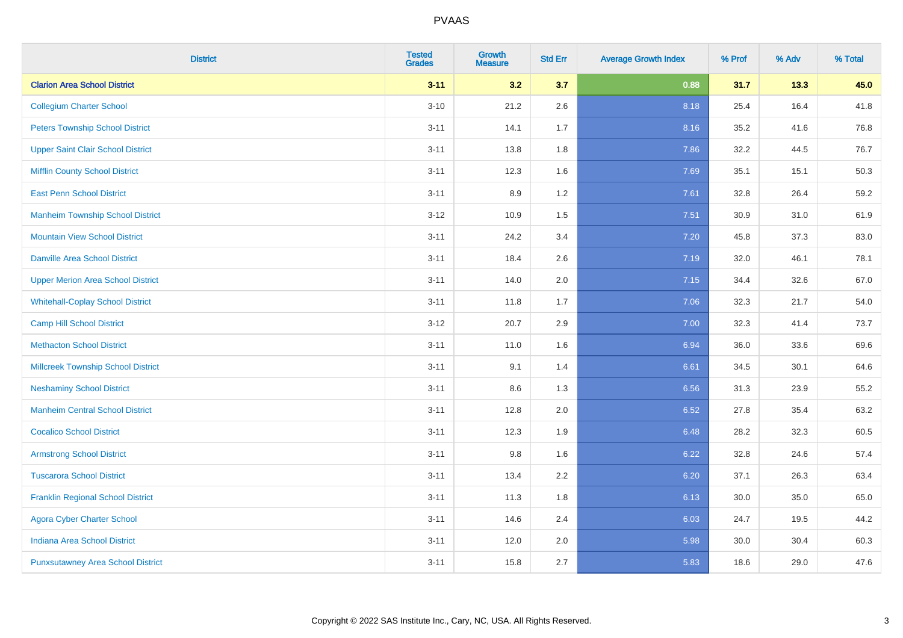| District | Tested Grades | Growth Measure | Std Err | Average Growth Index | % Prof | % Adv | % Total |
|---|---|---|---|---|---|---|---|
| **Clarion Area School District** | **3-11** | **3.2** | **3.7** | **0.88** | **31.7** | **13.3** | **45.0** |
| Collegium Charter School | 3-10 | 21.2 | 2.6 | 8.18 | 25.4 | 16.4 | 41.8 |
| Peters Township School District | 3-11 | 14.1 | 1.7 | 8.16 | 35.2 | 41.6 | 76.8 |
| Upper Saint Clair School District | 3-11 | 13.8 | 1.8 | 7.86 | 32.2 | 44.5 | 76.7 |
| Mifflin County School District | 3-11 | 12.3 | 1.6 | 7.69 | 35.1 | 15.1 | 50.3 |
| East Penn School District | 3-11 | 8.9 | 1.2 | 7.61 | 32.8 | 26.4 | 59.2 |
| Manheim Township School District | 3-12 | 10.9 | 1.5 | 7.51 | 30.9 | 31.0 | 61.9 |
| Mountain View School District | 3-11 | 24.2 | 3.4 | 7.20 | 45.8 | 37.3 | 83.0 |
| Danville Area School District | 3-11 | 18.4 | 2.6 | 7.19 | 32.0 | 46.1 | 78.1 |
| Upper Merion Area School District | 3-11 | 14.0 | 2.0 | 7.15 | 34.4 | 32.6 | 67.0 |
| Whitehall-Coplay School District | 3-11 | 11.8 | 1.7 | 7.06 | 32.3 | 21.7 | 54.0 |
| Camp Hill School District | 3-12 | 20.7 | 2.9 | 7.00 | 32.3 | 41.4 | 73.7 |
| Methacton School District | 3-11 | 11.0 | 1.6 | 6.94 | 36.0 | 33.6 | 69.6 |
| Millcreek Township School District | 3-11 | 9.1 | 1.4 | 6.61 | 34.5 | 30.1 | 64.6 |
| Neshaminy School District | 3-11 | 8.6 | 1.3 | 6.56 | 31.3 | 23.9 | 55.2 |
| Manheim Central School District | 3-11 | 12.8 | 2.0 | 6.52 | 27.8 | 35.4 | 63.2 |
| Cocalico School District | 3-11 | 12.3 | 1.9 | 6.48 | 28.2 | 32.3 | 60.5 |
| Armstrong School District | 3-11 | 9.8 | 1.6 | 6.22 | 32.8 | 24.6 | 57.4 |
| Tuscarora School District | 3-11 | 13.4 | 2.2 | 6.20 | 37.1 | 26.3 | 63.4 |
| Franklin Regional School District | 3-11 | 11.3 | 1.8 | 6.13 | 30.0 | 35.0 | 65.0 |
| Agora Cyber Charter School | 3-11 | 14.6 | 2.4 | 6.03 | 24.7 | 19.5 | 44.2 |
| Indiana Area School District | 3-11 | 12.0 | 2.0 | 5.98 | 30.0 | 30.4 | 60.3 |
| Punxsutawney Area School District | 3-11 | 15.8 | 2.7 | 5.83 | 18.6 | 29.0 | 47.6 |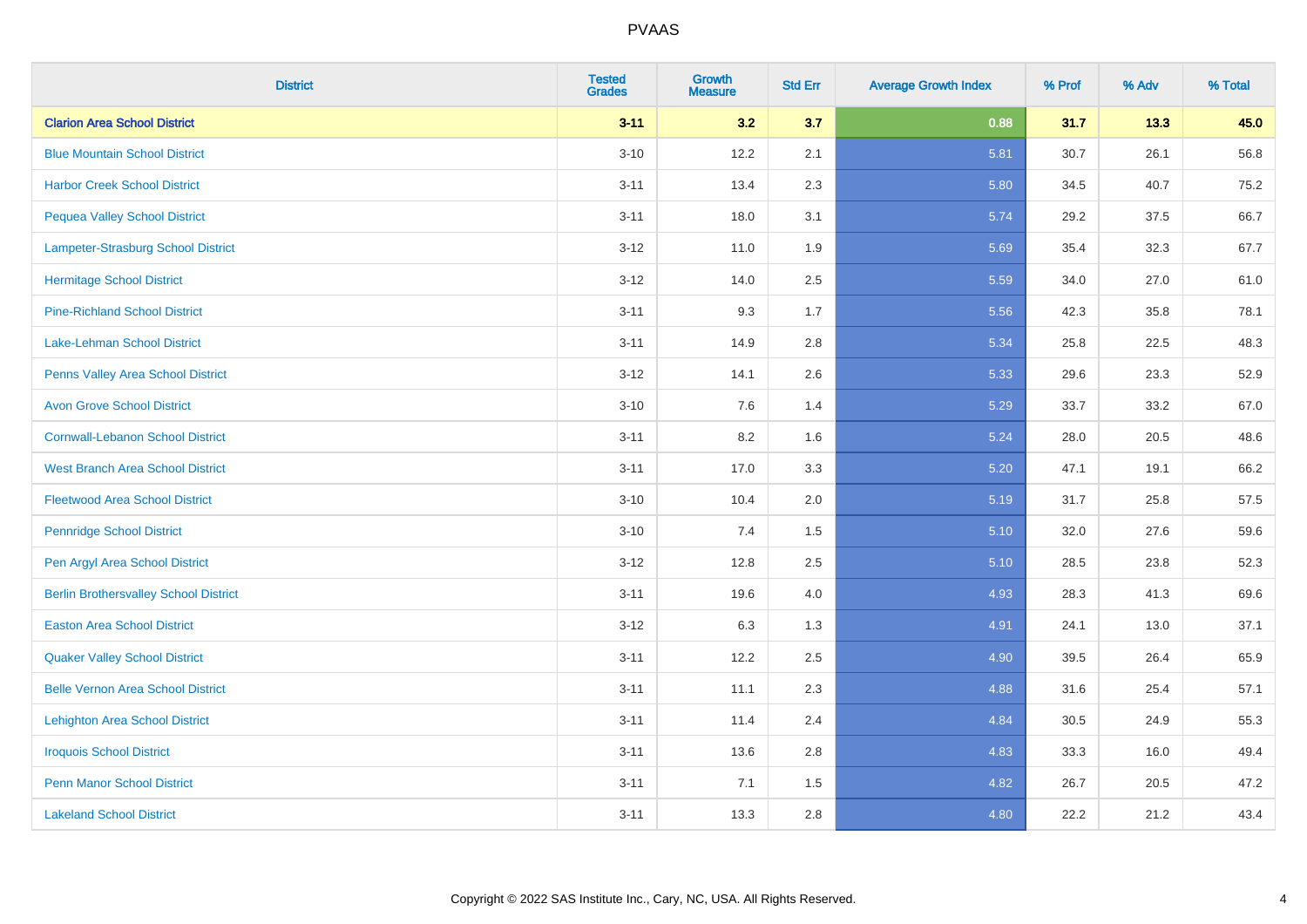# PVAAS

| District | Tested Grades | Growth Measure | Std Err | Average Growth Index | % Prof | % Adv | % Total |
|---|---|---|---|---|---|---|---|
| **Clarion Area School District** | **3-11** | **3.2** | **3.7** | **0.88** | **31.7** | **13.3** | **45.0** |
| Blue Mountain School District | 3-10 | 12.2 | 2.1 | 5.81 | 30.7 | 26.1 | 56.8 |
| Harbor Creek School District | 3-11 | 13.4 | 2.3 | 5.80 | 34.5 | 40.7 | 75.2 |
| Pequea Valley School District | 3-11 | 18.0 | 3.1 | 5.74 | 29.2 | 37.5 | 66.7 |
| Lampeter-Strasburg School District | 3-12 | 11.0 | 1.9 | 5.69 | 35.4 | 32.3 | 67.7 |
| Hermitage School District | 3-12 | 14.0 | 2.5 | 5.59 | 34.0 | 27.0 | 61.0 |
| Pine-Richland School District | 3-11 | 9.3 | 1.7 | 5.56 | 42.3 | 35.8 | 78.1 |
| Lake-Lehman School District | 3-11 | 14.9 | 2.8 | 5.34 | 25.8 | 22.5 | 48.3 |
| Penns Valley Area School District | 3-12 | 14.1 | 2.6 | 5.33 | 29.6 | 23.3 | 52.9 |
| Avon Grove School District | 3-10 | 7.6 | 1.4 | 5.29 | 33.7 | 33.2 | 67.0 |
| Cornwall-Lebanon School District | 3-11 | 8.2 | 1.6 | 5.24 | 28.0 | 20.5 | 48.6 |
| West Branch Area School District | 3-11 | 17.0 | 3.3 | 5.20 | 47.1 | 19.1 | 66.2 |
| Fleetwood Area School District | 3-10 | 10.4 | 2.0 | 5.19 | 31.7 | 25.8 | 57.5 |
| Pennridge School District | 3-10 | 7.4 | 1.5 | 5.10 | 32.0 | 27.6 | 59.6 |
| Pen Argyl Area School District | 3-12 | 12.8 | 2.5 | 5.10 | 28.5 | 23.8 | 52.3 |
| Berlin Brothersvalley School District | 3-11 | 19.6 | 4.0 | 4.93 | 28.3 | 41.3 | 69.6 |
| Easton Area School District | 3-12 | 6.3 | 1.3 | 4.91 | 24.1 | 13.0 | 37.1 |
| Quaker Valley School District | 3-11 | 12.2 | 2.5 | 4.90 | 39.5 | 26.4 | 65.9 |
| Belle Vernon Area School District | 3-11 | 11.1 | 2.3 | 4.88 | 31.6 | 25.4 | 57.1 |
| Lehighton Area School District | 3-11 | 11.4 | 2.4 | 4.84 | 30.5 | 24.9 | 55.3 |
| Iroquois School District | 3-11 | 13.6 | 2.8 | 4.83 | 33.3 | 16.0 | 49.4 |
| Penn Manor School District | 3-11 | 7.1 | 1.5 | 4.82 | 26.7 | 20.5 | 47.2 |
| Lakeland School District | 3-11 | 13.3 | 2.8 | 4.80 | 22.2 | 21.2 | 43.4 |

Copyright © 2022 SAS Institute Inc., Cary, NC, USA. All Rights Reserved.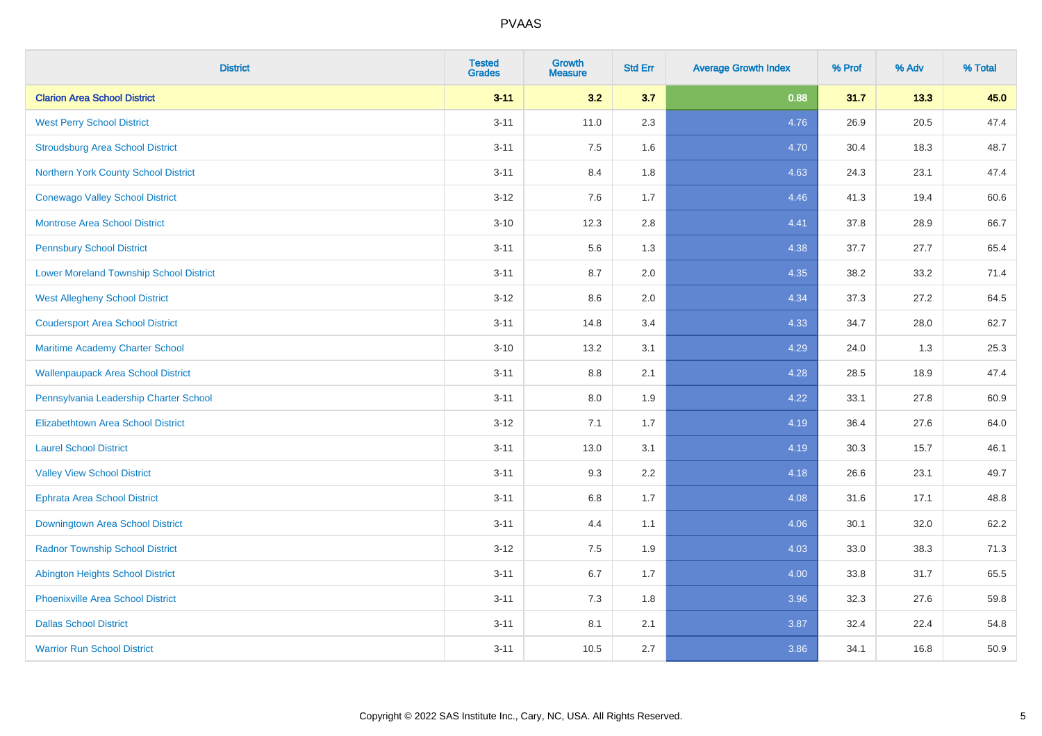| District | Tested Grades | Growth Measure | Std Err | Average Growth Index | % Prof | % Adv | % Total |
|---|---|---|---|---|---|---|---|
| **Clarion Area School District** | **3-11** | **3.2** | **3.7** | **0.88** | **31.7** | **13.3** | **45.0** |
| West Perry School District | 3-11 | 11.0 | 2.3 | 4.76 | 26.9 | 20.5 | 47.4 |
| Stroudsburg Area School District | 3-11 | 7.5 | 1.6 | 4.70 | 30.4 | 18.3 | 48.7 |
| Northern York County School District | 3-11 | 8.4 | 1.8 | 4.63 | 24.3 | 23.1 | 47.4 |
| Conewago Valley School District | 3-12 | 7.6 | 1.7 | 4.46 | 41.3 | 19.4 | 60.6 |
| Montrose Area School District | 3-10 | 12.3 | 2.8 | 4.41 | 37.8 | 28.9 | 66.7 |
| Pennsbury School District | 3-11 | 5.6 | 1.3 | 4.38 | 37.7 | 27.7 | 65.4 |
| Lower Moreland Township School District | 3-11 | 8.7 | 2.0 | 4.35 | 38.2 | 33.2 | 71.4 |
| West Allegheny School District | 3-12 | 8.6 | 2.0 | 4.34 | 37.3 | 27.2 | 64.5 |
| Coudersport Area School District | 3-11 | 14.8 | 3.4 | 4.33 | 34.7 | 28.0 | 62.7 |
| Maritime Academy Charter School | 3-10 | 13.2 | 3.1 | 4.29 | 24.0 | 1.3 | 25.3 |
| Wallenpaupack Area School District | 3-11 | 8.8 | 2.1 | 4.28 | 28.5 | 18.9 | 47.4 |
| Pennsylvania Leadership Charter School | 3-11 | 8.0 | 1.9 | 4.22 | 33.1 | 27.8 | 60.9 |
| Elizabethtown Area School District | 3-12 | 7.1 | 1.7 | 4.19 | 36.4 | 27.6 | 64.0 |
| Laurel School District | 3-11 | 13.0 | 3.1 | 4.19 | 30.3 | 15.7 | 46.1 |
| Valley View School District | 3-11 | 9.3 | 2.2 | 4.18 | 26.6 | 23.1 | 49.7 |
| Ephrata Area School District | 3-11 | 6.8 | 1.7 | 4.08 | 31.6 | 17.1 | 48.8 |
| Downingtown Area School District | 3-11 | 4.4 | 1.1 | 4.06 | 30.1 | 32.0 | 62.2 |
| Radnor Township School District | 3-12 | 7.5 | 1.9 | 4.03 | 33.0 | 38.3 | 71.3 |
| Abington Heights School District | 3-11 | 6.7 | 1.7 | 4.00 | 33.8 | 31.7 | 65.5 |
| Phoenixville Area School District | 3-11 | 7.3 | 1.8 | 3.96 | 32.3 | 27.6 | 59.8 |
| Dallas School District | 3-11 | 8.1 | 2.1 | 3.87 | 32.4 | 22.4 | 54.8 |
| Warrior Run School District | 3-11 | 10.5 | 2.7 | 3.86 | 34.1 | 16.8 | 50.9 |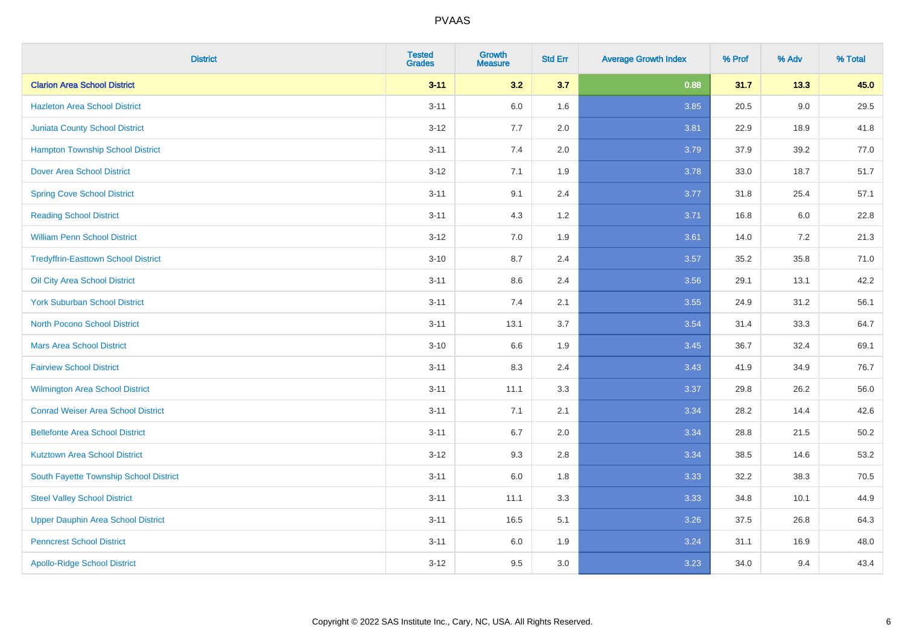| District | Tested Grades | Growth Measure | Std Err | Average Growth Index | % Prof | % Adv | % Total |
|---|---|---|---|---|---|---|---|
| **Clarion Area School District** | **3-11** | **3.2** | **3.7** | **0.88** | **31.7** | **13.3** | **45.0** |
| Hazleton Area School District | 3-11 | 6.0 | 1.6 | 3.85 | 20.5 | 9.0 | 29.5 |
| Juniata County School District | 3-12 | 7.7 | 2.0 | 3.81 | 22.9 | 18.9 | 41.8 |
| Hampton Township School District | 3-11 | 7.4 | 2.0 | 3.79 | 37.9 | 39.2 | 77.0 |
| Dover Area School District | 3-12 | 7.1 | 1.9 | 3.78 | 33.0 | 18.7 | 51.7 |
| Spring Cove School District | 3-11 | 9.1 | 2.4 | 3.77 | 31.8 | 25.4 | 57.1 |
| Reading School District | 3-11 | 4.3 | 1.2 | 3.71 | 16.8 | 6.0 | 22.8 |
| William Penn School District | 3-12 | 7.0 | 1.9 | 3.61 | 14.0 | 7.2 | 21.3 |
| Tredyffrin-Easttown School District | 3-10 | 8.7 | 2.4 | 3.57 | 35.2 | 35.8 | 71.0 |
| Oil City Area School District | 3-11 | 8.6 | 2.4 | 3.56 | 29.1 | 13.1 | 42.2 |
| York Suburban School District | 3-11 | 7.4 | 2.1 | 3.55 | 24.9 | 31.2 | 56.1 |
| North Pocono School District | 3-11 | 13.1 | 3.7 | 3.54 | 31.4 | 33.3 | 64.7 |
| Mars Area School District | 3-10 | 6.6 | 1.9 | 3.45 | 36.7 | 32.4 | 69.1 |
| Fairview School District | 3-11 | 8.3 | 2.4 | 3.43 | 41.9 | 34.9 | 76.7 |
| Wilmington Area School District | 3-11 | 11.1 | 3.3 | 3.37 | 29.8 | 26.2 | 56.0 |
| Conrad Weiser Area School District | 3-11 | 7.1 | 2.1 | 3.34 | 28.2 | 14.4 | 42.6 |
| Bellefonte Area School District | 3-11 | 6.7 | 2.0 | 3.34 | 28.8 | 21.5 | 50.2 |
| Kutztown Area School District | 3-12 | 9.3 | 2.8 | 3.34 | 38.5 | 14.6 | 53.2 |
| South Fayette Township School District | 3-11 | 6.0 | 1.8 | 3.33 | 32.2 | 38.3 | 70.5 |
| Steel Valley School District | 3-11 | 11.1 | 3.3 | 3.33 | 34.8 | 10.1 | 44.9 |
| Upper Dauphin Area School District | 3-11 | 16.5 | 5.1 | 3.26 | 37.5 | 26.8 | 64.3 |
| Penncrest School District | 3-11 | 6.0 | 1.9 | 3.24 | 31.1 | 16.9 | 48.0 |
| Apollo-Ridge School District | 3-12 | 9.5 | 3.0 | 3.23 | 34.0 | 9.4 | 43.4 |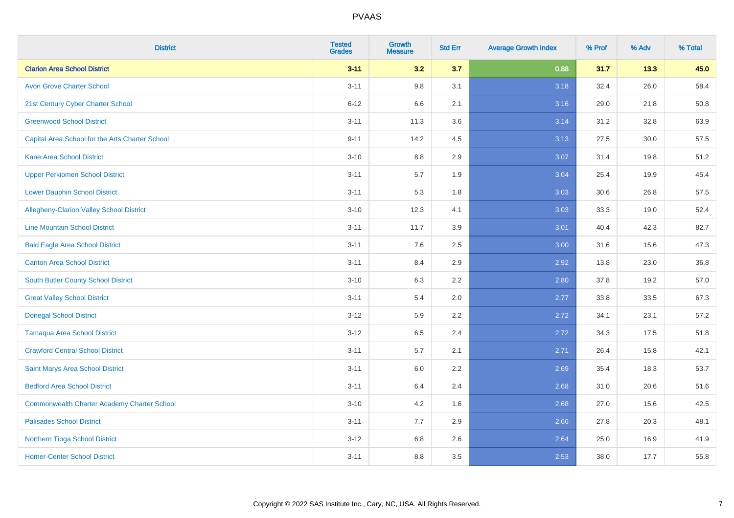# PVAAS

| District | Tested Grades | Growth Measure | Std Err | Average Growth Index | % Prof | % Adv | % Total |
|---|---|---|---|---|---|---|---|
| **Clarion Area School District** | **3-11** | **3.2** | **3.7** | **0.88** | **31.7** | **13.3** | **45.0** |
| Avon Grove Charter School | 3-11 | 9.8 | 3.1 | 3.18 | 32.4 | 26.0 | 58.4 |
| 21st Century Cyber Charter School | 6-12 | 6.6 | 2.1 | 3.16 | 29.0 | 21.8 | 50.8 |
| Greenwood School District | 3-11 | 11.3 | 3.6 | 3.14 | 31.2 | 32.8 | 63.9 |
| Capital Area School for the Arts Charter School | 9-11 | 14.2 | 4.5 | 3.13 | 27.5 | 30.0 | 57.5 |
| Kane Area School District | 3-10 | 8.8 | 2.9 | 3.07 | 31.4 | 19.8 | 51.2 |
| Upper Perkiomen School District | 3-11 | 5.7 | 1.9 | 3.04 | 25.4 | 19.9 | 45.4 |
| Lower Dauphin School District | 3-11 | 5.3 | 1.8 | 3.03 | 30.6 | 26.8 | 57.5 |
| Allegheny-Clarion Valley School District | 3-10 | 12.3 | 4.1 | 3.03 | 33.3 | 19.0 | 52.4 |
| Line Mountain School District | 3-11 | 11.7 | 3.9 | 3.01 | 40.4 | 42.3 | 82.7 |
| Bald Eagle Area School District | 3-11 | 7.6 | 2.5 | 3.00 | 31.6 | 15.6 | 47.3 |
| Canton Area School District | 3-11 | 8.4 | 2.9 | 2.92 | 13.8 | 23.0 | 36.8 |
| South Butler County School District | 3-10 | 6.3 | 2.2 | 2.80 | 37.8 | 19.2 | 57.0 |
| Great Valley School District | 3-11 | 5.4 | 2.0 | 2.77 | 33.8 | 33.5 | 67.3 |
| Donegal School District | 3-12 | 5.9 | 2.2 | 2.72 | 34.1 | 23.1 | 57.2 |
| Tamaqua Area School District | 3-12 | 6.5 | 2.4 | 2.72 | 34.3 | 17.5 | 51.8 |
| Crawford Central School District | 3-11 | 5.7 | 2.1 | 2.71 | 26.4 | 15.8 | 42.1 |
| Saint Marys Area School District | 3-11 | 6.0 | 2.2 | 2.69 | 35.4 | 18.3 | 53.7 |
| Bedford Area School District | 3-11 | 6.4 | 2.4 | 2.68 | 31.0 | 20.6 | 51.6 |
| Commonwealth Charter Academy Charter School | 3-10 | 4.2 | 1.6 | 2.68 | 27.0 | 15.6 | 42.5 |
| Palisades School District | 3-11 | 7.7 | 2.9 | 2.66 | 27.8 | 20.3 | 48.1 |
| Northern Tioga School District | 3-12 | 6.8 | 2.6 | 2.64 | 25.0 | 16.9 | 41.9 |
| Homer-Center School District | 3-11 | 8.8 | 3.5 | 2.53 | 38.0 | 17.7 | 55.8 |

Copyright © 2022 SAS Institute Inc., Cary, NC, USA. All Rights Reserved.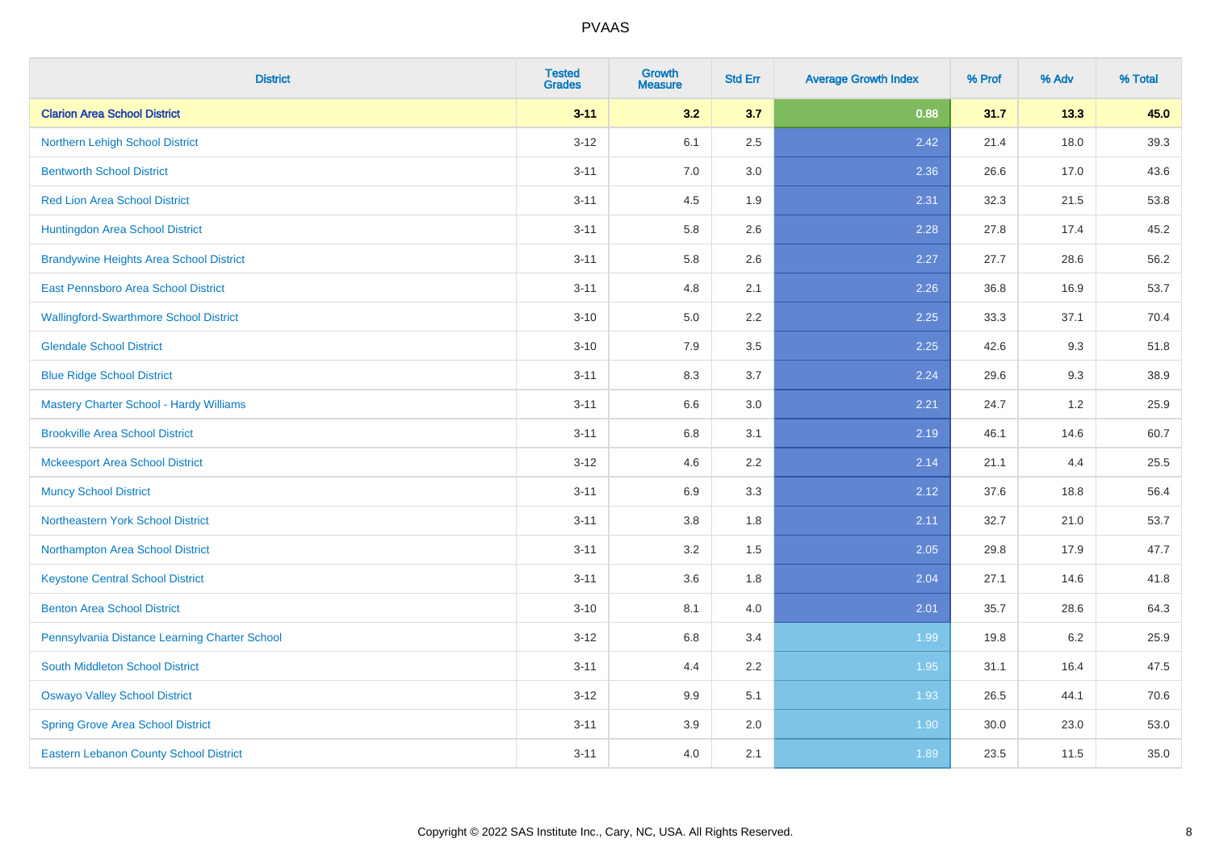# PVAAS

| District | Tested Grades | Growth Measure | Std Err | Average Growth Index | % Prof | % Adv | % Total |
|---|---|---|---|---|---|---|---|
| **Clarion Area School District** | **3-11** | **3.2** | **3.7** | **0.88** | **31.7** | **13.3** | **45.0** |
| Northern Lehigh School District | 3-12 | 6.1 | 2.5 | 2.42 | 21.4 | 18.0 | 39.3 |
| Bentworth School District | 3-11 | 7.0 | 3.0 | 2.36 | 26.6 | 17.0 | 43.6 |
| Red Lion Area School District | 3-11 | 4.5 | 1.9 | 2.31 | 32.3 | 21.5 | 53.8 |
| Huntingdon Area School District | 3-11 | 5.8 | 2.6 | 2.28 | 27.8 | 17.4 | 45.2 |
| Brandywine Heights Area School District | 3-11 | 5.8 | 2.6 | 2.27 | 27.7 | 28.6 | 56.2 |
| East Pennsboro Area School District | 3-11 | 4.8 | 2.1 | 2.26 | 36.8 | 16.9 | 53.7 |
| Wallingford-Swarthmore School District | 3-10 | 5.0 | 2.2 | 2.25 | 33.3 | 37.1 | 70.4 |
| Glendale School District | 3-10 | 7.9 | 3.5 | 2.25 | 42.6 | 9.3 | 51.8 |
| Blue Ridge School District | 3-11 | 8.3 | 3.7 | 2.24 | 29.6 | 9.3 | 38.9 |
| Mastery Charter School - Hardy Williams | 3-11 | 6.6 | 3.0 | 2.21 | 24.7 | 1.2 | 25.9 |
| Brookville Area School District | 3-11 | 6.8 | 3.1 | 2.19 | 46.1 | 14.6 | 60.7 |
| Mckeesport Area School District | 3-12 | 4.6 | 2.2 | 2.14 | 21.1 | 4.4 | 25.5 |
| Muncy School District | 3-11 | 6.9 | 3.3 | 2.12 | 37.6 | 18.8 | 56.4 |
| Northeastern York School District | 3-11 | 3.8 | 1.8 | 2.11 | 32.7 | 21.0 | 53.7 |
| Northampton Area School District | 3-11 | 3.2 | 1.5 | 2.05 | 29.8 | 17.9 | 47.7 |
| Keystone Central School District | 3-11 | 3.6 | 1.8 | 2.04 | 27.1 | 14.6 | 41.8 |
| Benton Area School District | 3-10 | 8.1 | 4.0 | 2.01 | 35.7 | 28.6 | 64.3 |
| Pennsylvania Distance Learning Charter School | 3-12 | 6.8 | 3.4 | 1.99 | 19.8 | 6.2 | 25.9 |
| South Middleton School District | 3-11 | 4.4 | 2.2 | 1.95 | 31.1 | 16.4 | 47.5 |
| Oswayo Valley School District | 3-12 | 9.9 | 5.1 | 1.93 | 26.5 | 44.1 | 70.6 |
| Spring Grove Area School District | 3-11 | 3.9 | 2.0 | 1.90 | 30.0 | 23.0 | 53.0 |
| Eastern Lebanon County School District | 3-11 | 4.0 | 2.1 | 1.89 | 23.5 | 11.5 | 35.0 |

Copyright © 2022 SAS Institute Inc., Cary, NC, USA. All Rights Reserved.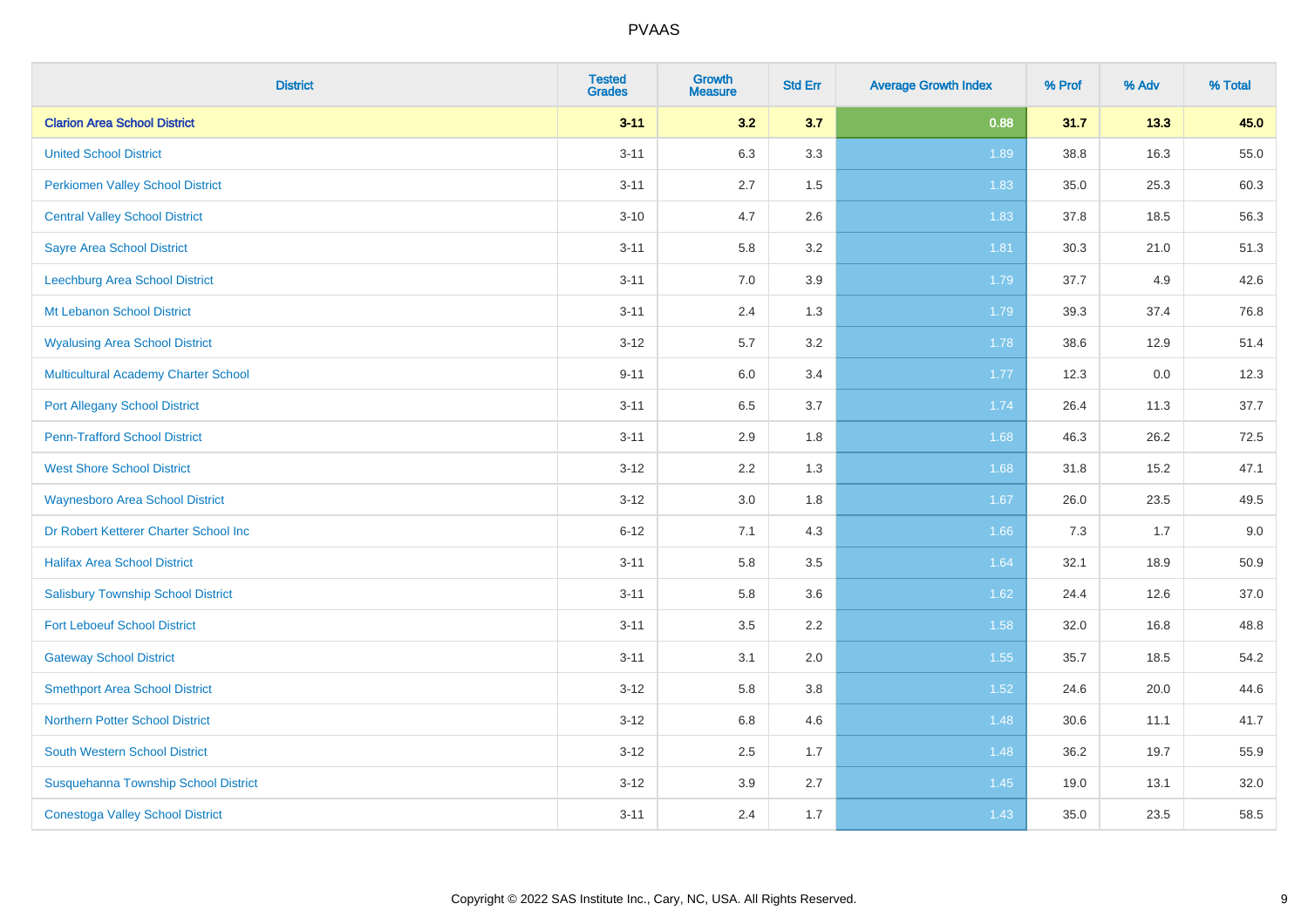PVAAS

| District | Tested Grades | Growth Measure | Std Err | Average Growth Index | % Prof | % Adv | % Total |
|---|---|---|---|---|---|---|---|
| **Clarion Area School District** | **3-11** | **3.2** | **3.7** | **0.88** | **31.7** | **13.3** | **45.0** |
| United School District | 3-11 | 6.3 | 3.3 | 1.89 | 38.8 | 16.3 | 55.0 |
| Perkiomen Valley School District | 3-11 | 2.7 | 1.5 | 1.83 | 35.0 | 25.3 | 60.3 |
| Central Valley School District | 3-10 | 4.7 | 2.6 | 1.83 | 37.8 | 18.5 | 56.3 |
| Sayre Area School District | 3-11 | 5.8 | 3.2 | 1.81 | 30.3 | 21.0 | 51.3 |
| Leechburg Area School District | 3-11 | 7.0 | 3.9 | 1.79 | 37.7 | 4.9 | 42.6 |
| Mt Lebanon School District | 3-11 | 2.4 | 1.3 | 1.79 | 39.3 | 37.4 | 76.8 |
| Wyalusing Area School District | 3-12 | 5.7 | 3.2 | 1.78 | 38.6 | 12.9 | 51.4 |
| Multicultural Academy Charter School | 9-11 | 6.0 | 3.4 | 1.77 | 12.3 | 0.0 | 12.3 |
| Port Allegany School District | 3-11 | 6.5 | 3.7 | 1.74 | 26.4 | 11.3 | 37.7 |
| Penn-Trafford School District | 3-11 | 2.9 | 1.8 | 1.68 | 46.3 | 26.2 | 72.5 |
| West Shore School District | 3-12 | 2.2 | 1.3 | 1.68 | 31.8 | 15.2 | 47.1 |
| Waynesboro Area School District | 3-12 | 3.0 | 1.8 | 1.67 | 26.0 | 23.5 | 49.5 |
| Dr Robert Ketterer Charter School Inc | 6-12 | 7.1 | 4.3 | 1.66 | 7.3 | 1.7 | 9.0 |
| Halifax Area School District | 3-11 | 5.8 | 3.5 | 1.64 | 32.1 | 18.9 | 50.9 |
| Salisbury Township School District | 3-11 | 5.8 | 3.6 | 1.62 | 24.4 | 12.6 | 37.0 |
| Fort Leboeuf School District | 3-11 | 3.5 | 2.2 | 1.58 | 32.0 | 16.8 | 48.8 |
| Gateway School District | 3-11 | 3.1 | 2.0 | 1.55 | 35.7 | 18.5 | 54.2 |
| Smethport Area School District | 3-12 | 5.8 | 3.8 | 1.52 | 24.6 | 20.0 | 44.6 |
| Northern Potter School District | 3-12 | 6.8 | 4.6 | 1.48 | 30.6 | 11.1 | 41.7 |
| South Western School District | 3-12 | 2.5 | 1.7 | 1.48 | 36.2 | 19.7 | 55.9 |
| Susquehanna Township School District | 3-12 | 3.9 | 2.7 | 1.45 | 19.0 | 13.1 | 32.0 |
| Conestoga Valley School District | 3-11 | 2.4 | 1.7 | 1.43 | 35.0 | 23.5 | 58.5 |

Copyright © 2022 SAS Institute Inc., Cary, NC, USA. All Rights Reserved.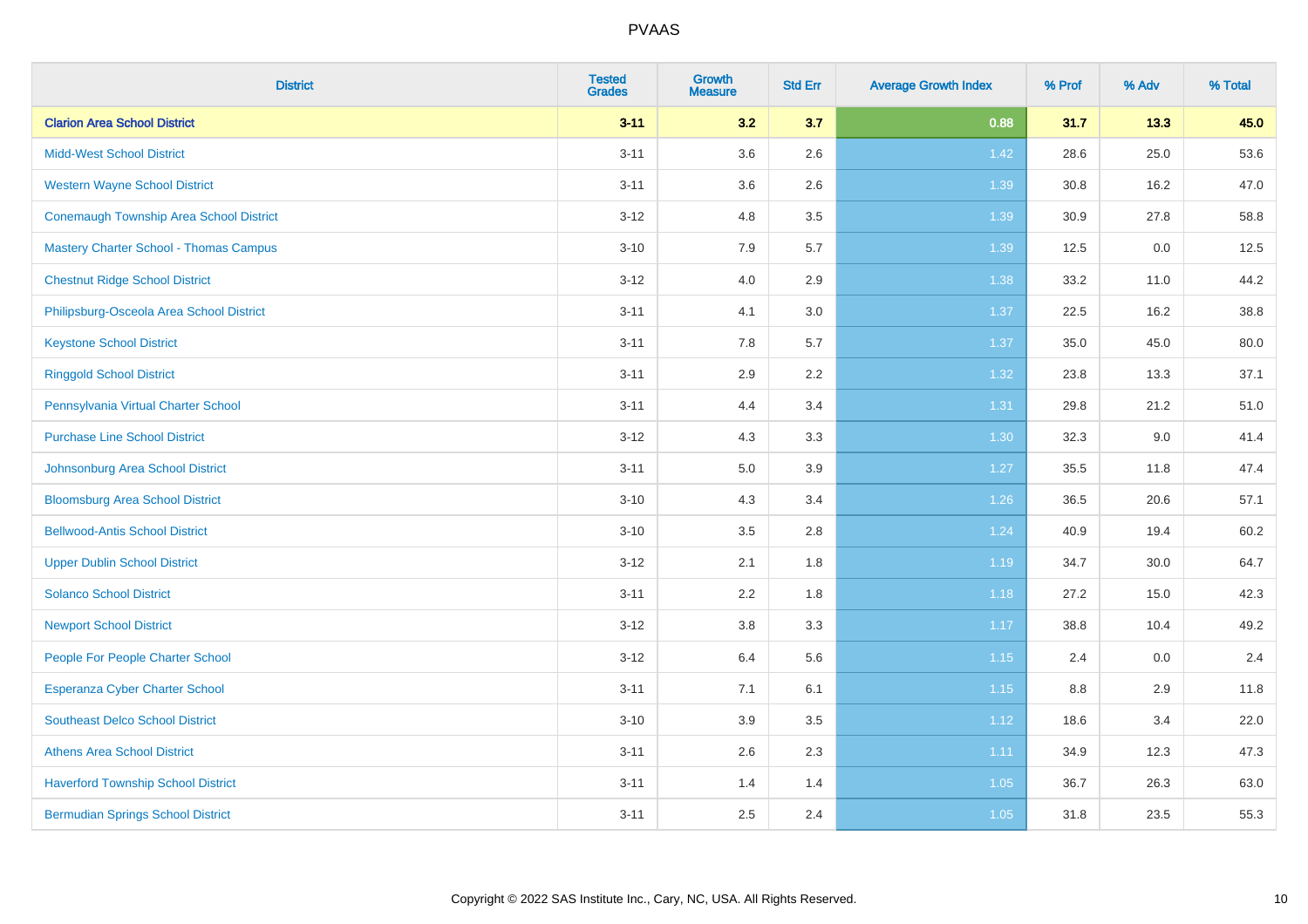# PVAAS

| District | Tested Grades | Growth Measure | Std Err | Average Growth Index | % Prof | % Adv | % Total |
|---|---|---|---|---|---|---|---|
| **Clarion Area School District** | **3-11** | **3.2** | **3.7** | **0.88** | **31.7** | **13.3** | **45.0** |
| Midd-West School District | 3-11 | 3.6 | 2.6 | 1.42 | 28.6 | 25.0 | 53.6 |
| Western Wayne School District | 3-11 | 3.6 | 2.6 | 1.39 | 30.8 | 16.2 | 47.0 |
| Conemaugh Township Area School District | 3-12 | 4.8 | 3.5 | 1.39 | 30.9 | 27.8 | 58.8 |
| Mastery Charter School - Thomas Campus | 3-10 | 7.9 | 5.7 | 1.39 | 12.5 | 0.0 | 12.5 |
| Chestnut Ridge School District | 3-12 | 4.0 | 2.9 | 1.38 | 33.2 | 11.0 | 44.2 |
| Philipsburg-Osceola Area School District | 3-11 | 4.1 | 3.0 | 1.37 | 22.5 | 16.2 | 38.8 |
| Keystone School District | 3-11 | 7.8 | 5.7 | 1.37 | 35.0 | 45.0 | 80.0 |
| Ringgold School District | 3-11 | 2.9 | 2.2 | 1.32 | 23.8 | 13.3 | 37.1 |
| Pennsylvania Virtual Charter School | 3-11 | 4.4 | 3.4 | 1.31 | 29.8 | 21.2 | 51.0 |
| Purchase Line School District | 3-12 | 4.3 | 3.3 | 1.30 | 32.3 | 9.0 | 41.4 |
| Johnsonburg Area School District | 3-11 | 5.0 | 3.9 | 1.27 | 35.5 | 11.8 | 47.4 |
| Bloomsburg Area School District | 3-10 | 4.3 | 3.4 | 1.26 | 36.5 | 20.6 | 57.1 |
| Bellwood-Antis School District | 3-10 | 3.5 | 2.8 | 1.24 | 40.9 | 19.4 | 60.2 |
| Upper Dublin School District | 3-12 | 2.1 | 1.8 | 1.19 | 34.7 | 30.0 | 64.7 |
| Solanco School District | 3-11 | 2.2 | 1.8 | 1.18 | 27.2 | 15.0 | 42.3 |
| Newport School District | 3-12 | 3.8 | 3.3 | 1.17 | 38.8 | 10.4 | 49.2 |
| People For People Charter School | 3-12 | 6.4 | 5.6 | 1.15 | 2.4 | 0.0 | 2.4 |
| Esperanza Cyber Charter School | 3-11 | 7.1 | 6.1 | 1.15 | 8.8 | 2.9 | 11.8 |
| Southeast Delco School District | 3-10 | 3.9 | 3.5 | 1.12 | 18.6 | 3.4 | 22.0 |
| Athens Area School District | 3-11 | 2.6 | 2.3 | 1.11 | 34.9 | 12.3 | 47.3 |
| Haverford Township School District | 3-11 | 1.4 | 1.4 | 1.05 | 36.7 | 26.3 | 63.0 |
| Bermudian Springs School District | 3-11 | 2.5 | 2.4 | 1.05 | 31.8 | 23.5 | 55.3 |

Copyright © 2022 SAS Institute Inc., Cary, NC, USA. All Rights Reserved.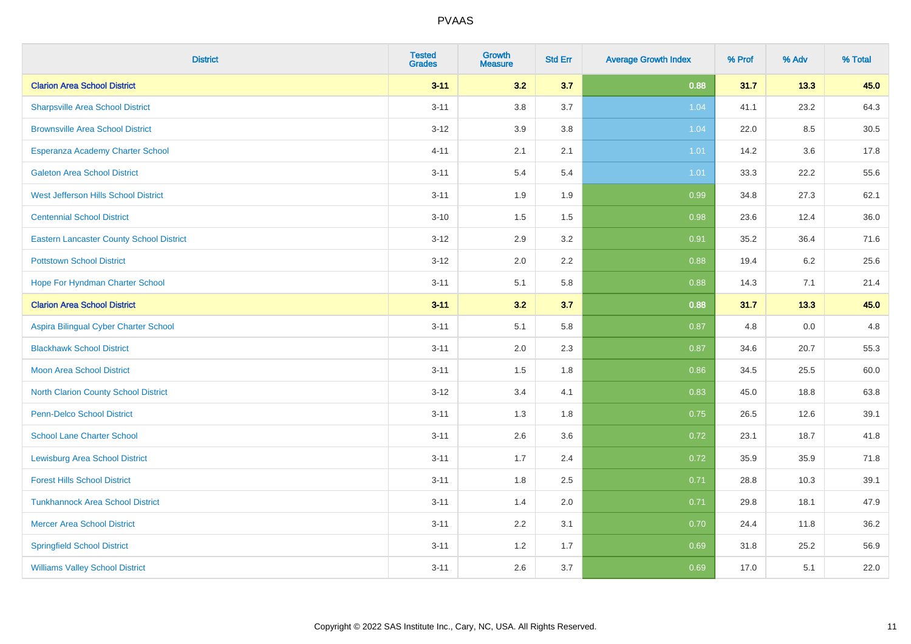| District | Tested Grades | Growth Measure | Std Err | Average Growth Index | % Prof | % Adv | % Total |
|---|---|---|---|---|---|---|---|
| **Clarion Area School District** | **3-11** | **3.2** | **3.7** | **0.88** | **31.7** | **13.3** | **45.0** |
| Sharpsville Area School District | 3-11 | 3.8 | 3.7 | 1.04 | 41.1 | 23.2 | 64.3 |
| Brownsville Area School District | 3-12 | 3.9 | 3.8 | 1.04 | 22.0 | 8.5 | 30.5 |
| Esperanza Academy Charter School | 4-11 | 2.1 | 2.1 | 1.01 | 14.2 | 3.6 | 17.8 |
| Galeton Area School District | 3-11 | 5.4 | 5.4 | 1.01 | 33.3 | 22.2 | 55.6 |
| West Jefferson Hills School District | 3-11 | 1.9 | 1.9 | 0.99 | 34.8 | 27.3 | 62.1 |
| Centennial School District | 3-10 | 1.5 | 1.5 | 0.98 | 23.6 | 12.4 | 36.0 |
| Eastern Lancaster County School District | 3-12 | 2.9 | 3.2 | 0.91 | 35.2 | 36.4 | 71.6 |
| Pottstown School District | 3-12 | 2.0 | 2.2 | 0.88 | 19.4 | 6.2 | 25.6 |
| Hope For Hyndman Charter School | 3-11 | 5.1 | 5.8 | 0.88 | 14.3 | 7.1 | 21.4 |
| **Clarion Area School District** | **3-11** | **3.2** | **3.7** | **0.88** | **31.7** | **13.3** | **45.0** |
| Aspira Bilingual Cyber Charter School | 3-11 | 5.1 | 5.8 | 0.87 | 4.8 | 0.0 | 4.8 |
| Blackhawk School District | 3-11 | 2.0 | 2.3 | 0.87 | 34.6 | 20.7 | 55.3 |
| Moon Area School District | 3-11 | 1.5 | 1.8 | 0.86 | 34.5 | 25.5 | 60.0 |
| North Clarion County School District | 3-12 | 3.4 | 4.1 | 0.83 | 45.0 | 18.8 | 63.8 |
| Penn-Delco School District | 3-11 | 1.3 | 1.8 | 0.75 | 26.5 | 12.6 | 39.1 |
| School Lane Charter School | 3-11 | 2.6 | 3.6 | 0.72 | 23.1 | 18.7 | 41.8 |
| Lewisburg Area School District | 3-11 | 1.7 | 2.4 | 0.72 | 35.9 | 35.9 | 71.8 |
| Forest Hills School District | 3-11 | 1.8 | 2.5 | 0.71 | 28.8 | 10.3 | 39.1 |
| Tunkhannock Area School District | 3-11 | 1.4 | 2.0 | 0.71 | 29.8 | 18.1 | 47.9 |
| Mercer Area School District | 3-11 | 2.2 | 3.1 | 0.70 | 24.4 | 11.8 | 36.2 |
| Springfield School District | 3-11 | 1.2 | 1.7 | 0.69 | 31.8 | 25.2 | 56.9 |
| Williams Valley School District | 3-11 | 2.6 | 3.7 | 0.69 | 17.0 | 5.1 | 22.0 |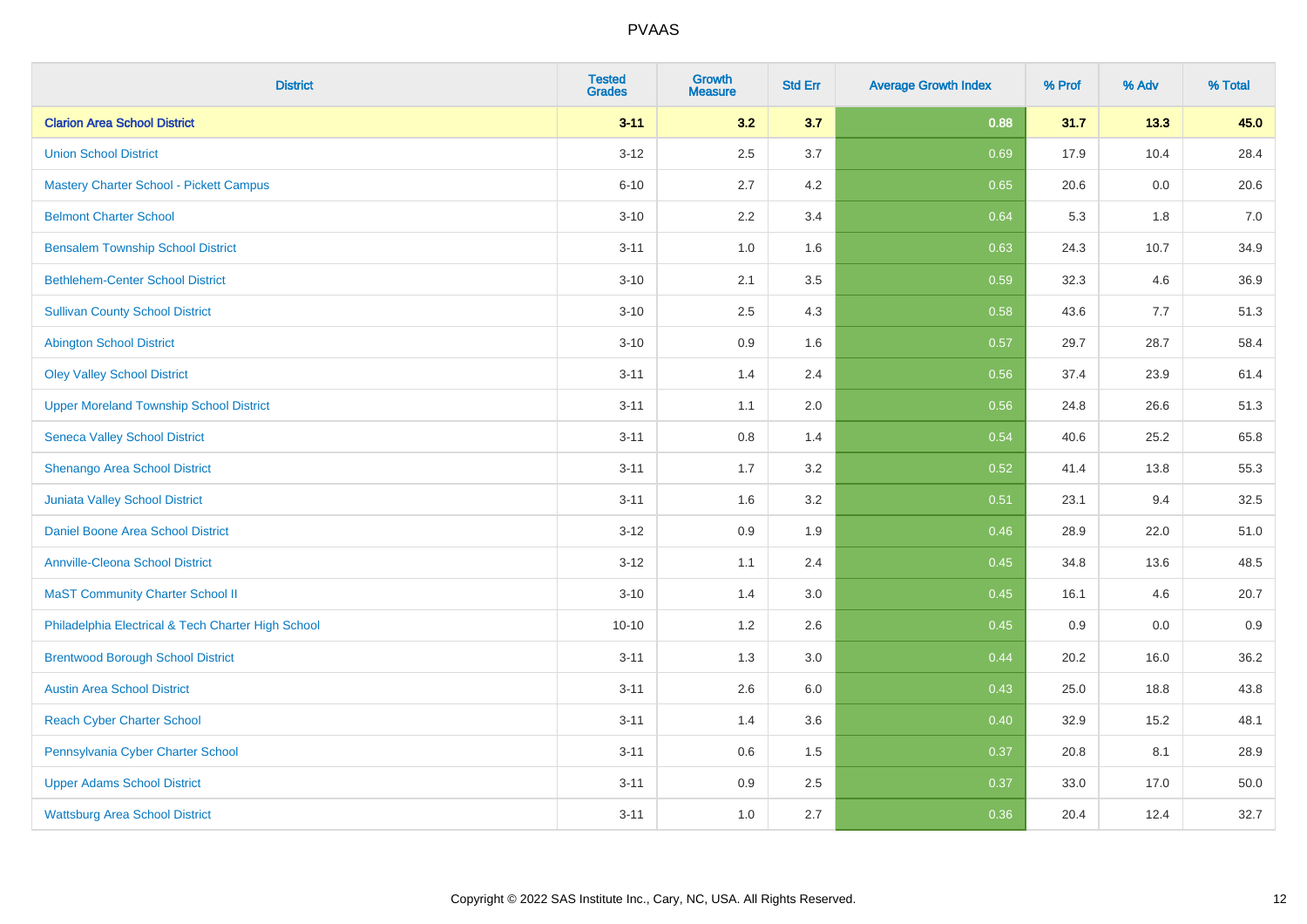| District | Tested Grades | Growth Measure | Std Err | Average Growth Index | % Prof | % Adv | % Total |
|---|---|---|---|---|---|---|---|
| **Clarion Area School District** | **3-11** | **3.2** | **3.7** | **0.88** | **31.7** | **13.3** | **45.0** |
| Union School District | 3-12 | 2.5 | 3.7 | 0.69 | 17.9 | 10.4 | 28.4 |
| Mastery Charter School - Pickett Campus | 6-10 | 2.7 | 4.2 | 0.65 | 20.6 | 0.0 | 20.6 |
| Belmont Charter School | 3-10 | 2.2 | 3.4 | 0.64 | 5.3 | 1.8 | 7.0 |
| Bensalem Township School District | 3-11 | 1.0 | 1.6 | 0.63 | 24.3 | 10.7 | 34.9 |
| Bethlehem-Center School District | 3-10 | 2.1 | 3.5 | 0.59 | 32.3 | 4.6 | 36.9 |
| Sullivan County School District | 3-10 | 2.5 | 4.3 | 0.58 | 43.6 | 7.7 | 51.3 |
| Abington School District | 3-10 | 0.9 | 1.6 | 0.57 | 29.7 | 28.7 | 58.4 |
| Oley Valley School District | 3-11 | 1.4 | 2.4 | 0.56 | 37.4 | 23.9 | 61.4 |
| Upper Moreland Township School District | 3-11 | 1.1 | 2.0 | 0.56 | 24.8 | 26.6 | 51.3 |
| Seneca Valley School District | 3-11 | 0.8 | 1.4 | 0.54 | 40.6 | 25.2 | 65.8 |
| Shenango Area School District | 3-11 | 1.7 | 3.2 | 0.52 | 41.4 | 13.8 | 55.3 |
| Juniata Valley School District | 3-11 | 1.6 | 3.2 | 0.51 | 23.1 | 9.4 | 32.5 |
| Daniel Boone Area School District | 3-12 | 0.9 | 1.9 | 0.46 | 28.9 | 22.0 | 51.0 |
| Annville-Cleona School District | 3-12 | 1.1 | 2.4 | 0.45 | 34.8 | 13.6 | 48.5 |
| MaST Community Charter School II | 3-10 | 1.4 | 3.0 | 0.45 | 16.1 | 4.6 | 20.7 |
| Philadelphia Electrical & Tech Charter High School | 10-10 | 1.2 | 2.6 | 0.45 | 0.9 | 0.0 | 0.9 |
| Brentwood Borough School District | 3-11 | 1.3 | 3.0 | 0.44 | 20.2 | 16.0 | 36.2 |
| Austin Area School District | 3-11 | 2.6 | 6.0 | 0.43 | 25.0 | 18.8 | 43.8 |
| Reach Cyber Charter School | 3-11 | 1.4 | 3.6 | 0.40 | 32.9 | 15.2 | 48.1 |
| Pennsylvania Cyber Charter School | 3-11 | 0.6 | 1.5 | 0.37 | 20.8 | 8.1 | 28.9 |
| Upper Adams School District | 3-11 | 0.9 | 2.5 | 0.37 | 33.0 | 17.0 | 50.0 |
| Wattsburg Area School District | 3-11 | 1.0 | 2.7 | 0.36 | 20.4 | 12.4 | 32.7 |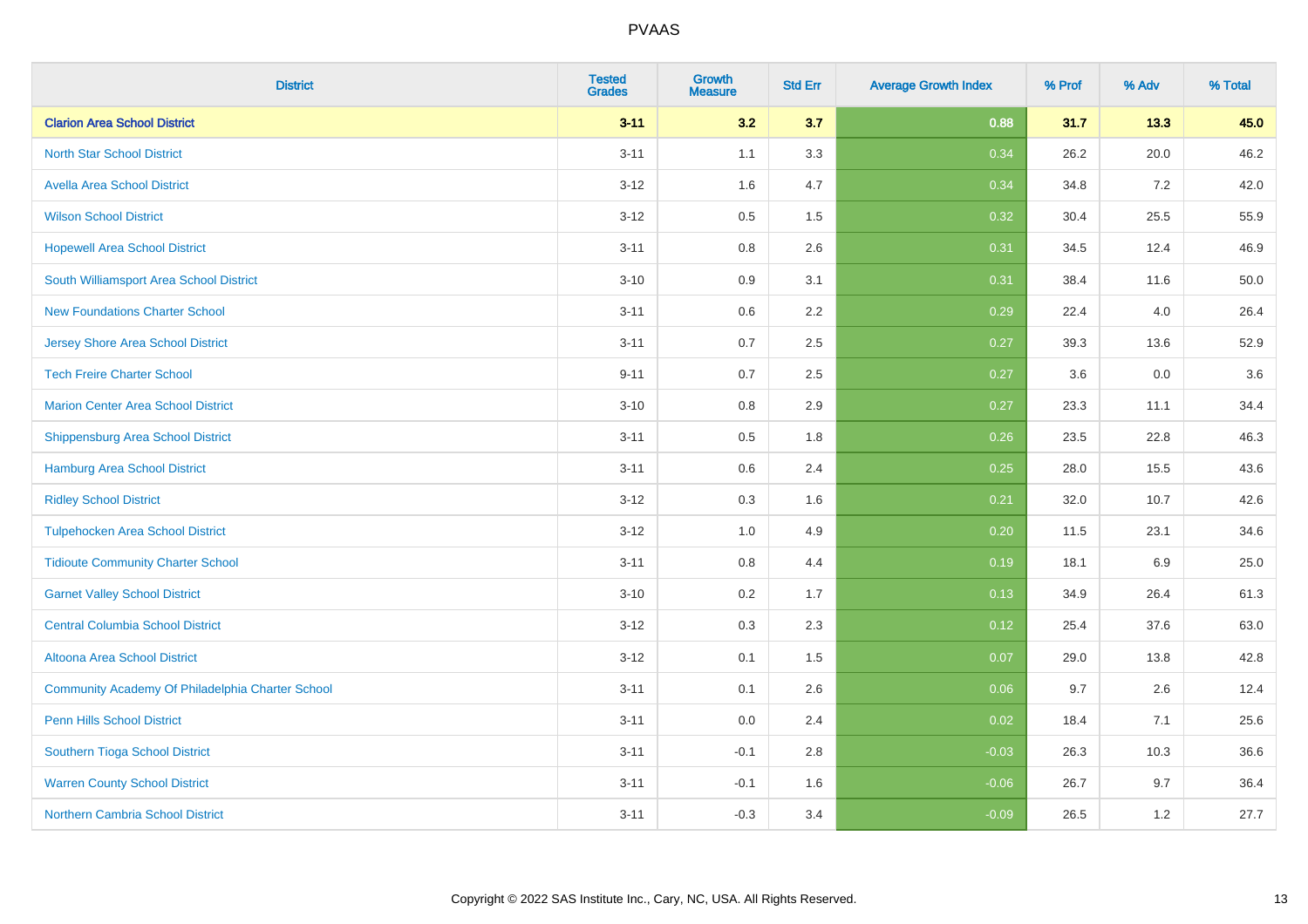# PVAAS

| District | Tested Grades | Growth Measure | Std Err | Average Growth Index | % Prof | % Adv | % Total |
|---|---|---|---|---|---|---|---|
| **Clarion Area School District** | **3-11** | **3.2** | **3.7** | **0.88** | **31.7** | **13.3** | **45.0** |
| North Star School District | 3-11 | 1.1 | 3.3 | 0.34 | 26.2 | 20.0 | 46.2 |
| Avella Area School District | 3-12 | 1.6 | 4.7 | 0.34 | 34.8 | 7.2 | 42.0 |
| Wilson School District | 3-12 | 0.5 | 1.5 | 0.32 | 30.4 | 25.5 | 55.9 |
| Hopewell Area School District | 3-11 | 0.8 | 2.6 | 0.31 | 34.5 | 12.4 | 46.9 |
| South Williamsport Area School District | 3-10 | 0.9 | 3.1 | 0.31 | 38.4 | 11.6 | 50.0 |
| New Foundations Charter School | 3-11 | 0.6 | 2.2 | 0.29 | 22.4 | 4.0 | 26.4 |
| Jersey Shore Area School District | 3-11 | 0.7 | 2.5 | 0.27 | 39.3 | 13.6 | 52.9 |
| Tech Freire Charter School | 9-11 | 0.7 | 2.5 | 0.27 | 3.6 | 0.0 | 3.6 |
| Marion Center Area School District | 3-10 | 0.8 | 2.9 | 0.27 | 23.3 | 11.1 | 34.4 |
| Shippensburg Area School District | 3-11 | 0.5 | 1.8 | 0.26 | 23.5 | 22.8 | 46.3 |
| Hamburg Area School District | 3-11 | 0.6 | 2.4 | 0.25 | 28.0 | 15.5 | 43.6 |
| Ridley School District | 3-12 | 0.3 | 1.6 | 0.21 | 32.0 | 10.7 | 42.6 |
| Tulpehocken Area School District | 3-12 | 1.0 | 4.9 | 0.20 | 11.5 | 23.1 | 34.6 |
| Tidioute Community Charter School | 3-11 | 0.8 | 4.4 | 0.19 | 18.1 | 6.9 | 25.0 |
| Garnet Valley School District | 3-10 | 0.2 | 1.7 | 0.13 | 34.9 | 26.4 | 61.3 |
| Central Columbia School District | 3-12 | 0.3 | 2.3 | 0.12 | 25.4 | 37.6 | 63.0 |
| Altoona Area School District | 3-12 | 0.1 | 1.5 | 0.07 | 29.0 | 13.8 | 42.8 |
| Community Academy Of Philadelphia Charter School | 3-11 | 0.1 | 2.6 | 0.06 | 9.7 | 2.6 | 12.4 |
| Penn Hills School District | 3-11 | 0.0 | 2.4 | 0.02 | 18.4 | 7.1 | 25.6 |
| Southern Tioga School District | 3-11 | -0.1 | 2.8 | -0.03 | 26.3 | 10.3 | 36.6 |
| Warren County School District | 3-11 | -0.1 | 1.6 | -0.06 | 26.7 | 9.7 | 36.4 |
| Northern Cambria School District | 3-11 | -0.3 | 3.4 | -0.09 | 26.5 | 1.2 | 27.7 |

Copyright © 2022 SAS Institute Inc., Cary, NC, USA. All Rights Reserved.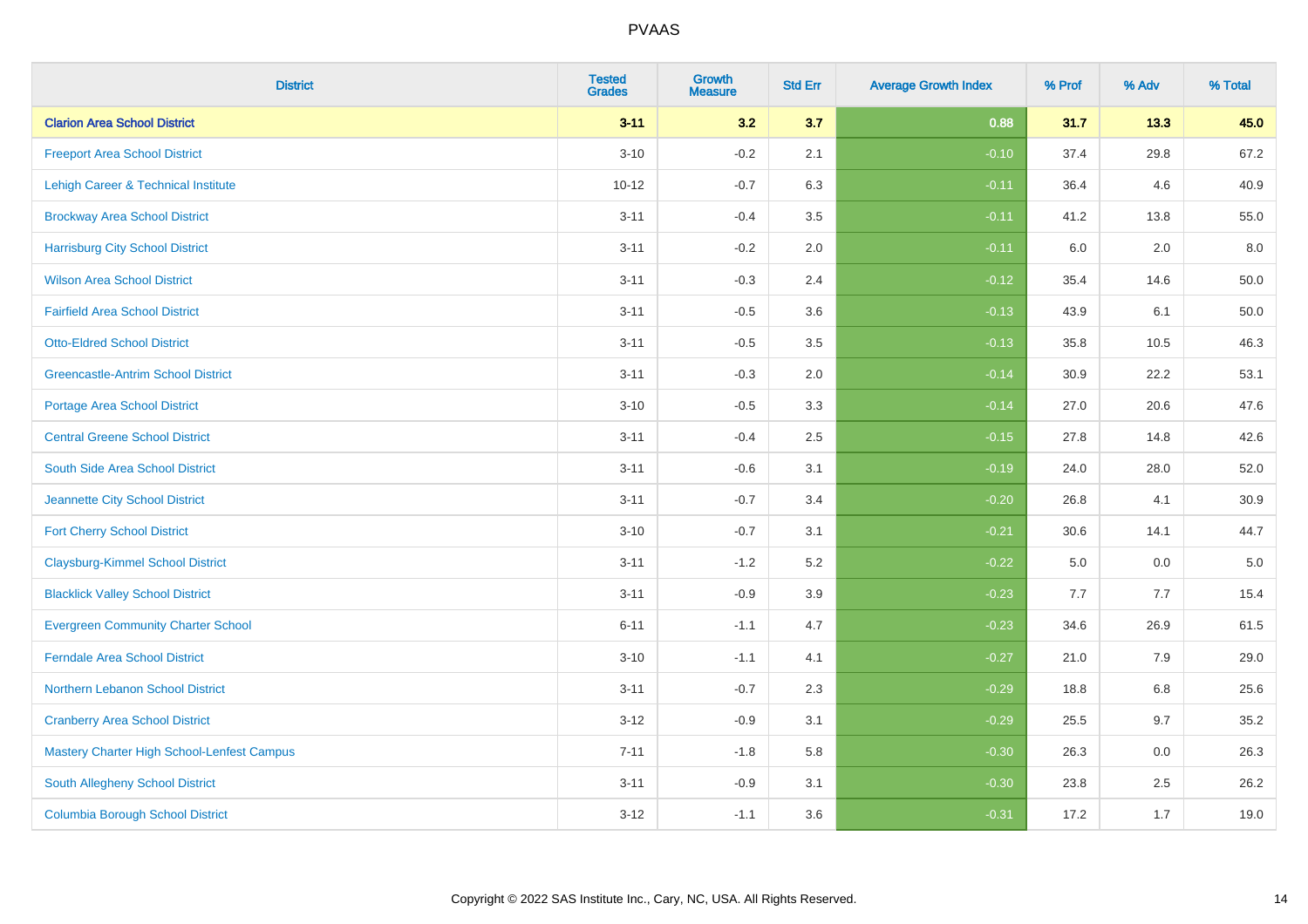| District | Tested Grades | Growth Measure | Std Err | Average Growth Index | % Prof | % Adv | % Total |
|---|---|---|---|---|---|---|---|
| **Clarion Area School District** | **3-11** | **3.2** | **3.7** | **0.88** | **31.7** | **13.3** | **45.0** |
| Freeport Area School District | 3-10 | -0.2 | 2.1 | -0.10 | 37.4 | 29.8 | 67.2 |
| Lehigh Career & Technical Institute | 10-12 | -0.7 | 6.3 | -0.11 | 36.4 | 4.6 | 40.9 |
| Brockway Area School District | 3-11 | -0.4 | 3.5 | -0.11 | 41.2 | 13.8 | 55.0 |
| Harrisburg City School District | 3-11 | -0.2 | 2.0 | -0.11 | 6.0 | 2.0 | 8.0 |
| Wilson Area School District | 3-11 | -0.3 | 2.4 | -0.12 | 35.4 | 14.6 | 50.0 |
| Fairfield Area School District | 3-11 | -0.5 | 3.6 | -0.13 | 43.9 | 6.1 | 50.0 |
| Otto-Eldred School District | 3-11 | -0.5 | 3.5 | -0.13 | 35.8 | 10.5 | 46.3 |
| Greencastle-Antrim School District | 3-11 | -0.3 | 2.0 | -0.14 | 30.9 | 22.2 | 53.1 |
| Portage Area School District | 3-10 | -0.5 | 3.3 | -0.14 | 27.0 | 20.6 | 47.6 |
| Central Greene School District | 3-11 | -0.4 | 2.5 | -0.15 | 27.8 | 14.8 | 42.6 |
| South Side Area School District | 3-11 | -0.6 | 3.1 | -0.19 | 24.0 | 28.0 | 52.0 |
| Jeannette City School District | 3-11 | -0.7 | 3.4 | -0.20 | 26.8 | 4.1 | 30.9 |
| Fort Cherry School District | 3-10 | -0.7 | 3.1 | -0.21 | 30.6 | 14.1 | 44.7 |
| Claysburg-Kimmel School District | 3-11 | -1.2 | 5.2 | -0.22 | 5.0 | 0.0 | 5.0 |
| Blacklick Valley School District | 3-11 | -0.9 | 3.9 | -0.23 | 7.7 | 7.7 | 15.4 |
| Evergreen Community Charter School | 6-11 | -1.1 | 4.7 | -0.23 | 34.6 | 26.9 | 61.5 |
| Ferndale Area School District | 3-10 | -1.1 | 4.1 | -0.27 | 21.0 | 7.9 | 29.0 |
| Northern Lebanon School District | 3-11 | -0.7 | 2.3 | -0.29 | 18.8 | 6.8 | 25.6 |
| Cranberry Area School District | 3-12 | -0.9 | 3.1 | -0.29 | 25.5 | 9.7 | 35.2 |
| Mastery Charter High School-Lenfest Campus | 7-11 | -1.8 | 5.8 | -0.30 | 26.3 | 0.0 | 26.3 |
| South Allegheny School District | 3-11 | -0.9 | 3.1 | -0.30 | 23.8 | 2.5 | 26.2 |
| Columbia Borough School District | 3-12 | -1.1 | 3.6 | -0.31 | 17.2 | 1.7 | 19.0 |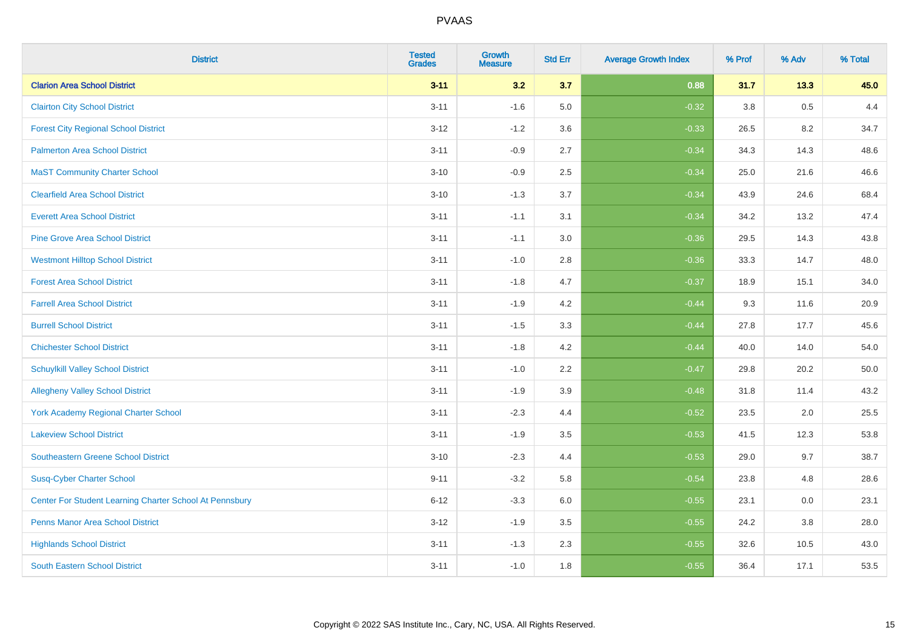| District | Tested Grades | Growth Measure | Std Err | Average Growth Index | % Prof | % Adv | % Total |
|---|---|---|---|---|---|---|---|
| **Clarion Area School District** | **3-11** | **3.2** | **3.7** | **0.88** | **31.7** | **13.3** | **45.0** |
| Clairton City School District | 3-11 | -1.6 | 5.0 | -0.32 | 3.8 | 0.5 | 4.4 |
| Forest City Regional School District | 3-12 | -1.2 | 3.6 | -0.33 | 26.5 | 8.2 | 34.7 |
| Palmerton Area School District | 3-11 | -0.9 | 2.7 | -0.34 | 34.3 | 14.3 | 48.6 |
| MaST Community Charter School | 3-10 | -0.9 | 2.5 | -0.34 | 25.0 | 21.6 | 46.6 |
| Clearfield Area School District | 3-10 | -1.3 | 3.7 | -0.34 | 43.9 | 24.6 | 68.4 |
| Everett Area School District | 3-11 | -1.1 | 3.1 | -0.34 | 34.2 | 13.2 | 47.4 |
| Pine Grove Area School District | 3-11 | -1.1 | 3.0 | -0.36 | 29.5 | 14.3 | 43.8 |
| Westmont Hilltop School District | 3-11 | -1.0 | 2.8 | -0.36 | 33.3 | 14.7 | 48.0 |
| Forest Area School District | 3-11 | -1.8 | 4.7 | -0.37 | 18.9 | 15.1 | 34.0 |
| Farrell Area School District | 3-11 | -1.9 | 4.2 | -0.44 | 9.3 | 11.6 | 20.9 |
| Burrell School District | 3-11 | -1.5 | 3.3 | -0.44 | 27.8 | 17.7 | 45.6 |
| Chichester School District | 3-11 | -1.8 | 4.2 | -0.44 | 40.0 | 14.0 | 54.0 |
| Schuylkill Valley School District | 3-11 | -1.0 | 2.2 | -0.47 | 29.8 | 20.2 | 50.0 |
| Allegheny Valley School District | 3-11 | -1.9 | 3.9 | -0.48 | 31.8 | 11.4 | 43.2 |
| York Academy Regional Charter School | 3-11 | -2.3 | 4.4 | -0.52 | 23.5 | 2.0 | 25.5 |
| Lakeview School District | 3-11 | -1.9 | 3.5 | -0.53 | 41.5 | 12.3 | 53.8 |
| Southeastern Greene School District | 3-10 | -2.3 | 4.4 | -0.53 | 29.0 | 9.7 | 38.7 |
| Susq-Cyber Charter School | 9-11 | -3.2 | 5.8 | -0.54 | 23.8 | 4.8 | 28.6 |
| Center For Student Learning Charter School At Pennsbury | 6-12 | -3.3 | 6.0 | -0.55 | 23.1 | 0.0 | 23.1 |
| Penns Manor Area School District | 3-12 | -1.9 | 3.5 | -0.55 | 24.2 | 3.8 | 28.0 |
| Highlands School District | 3-11 | -1.3 | 2.3 | -0.55 | 32.6 | 10.5 | 43.0 |
| South Eastern School District | 3-11 | -1.0 | 1.8 | -0.55 | 36.4 | 17.1 | 53.5 |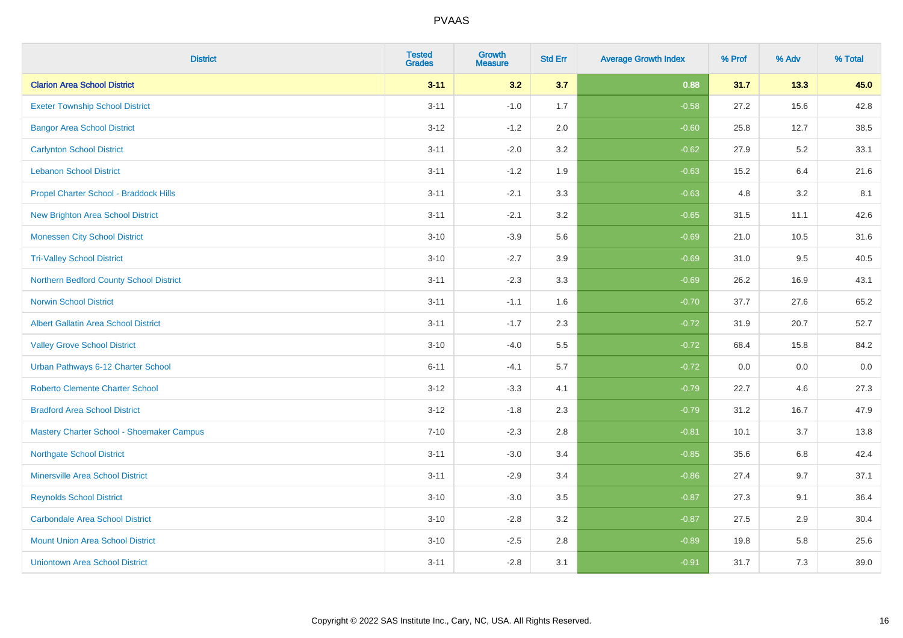| District | Tested Grades | Growth Measure | Std Err | Average Growth Index | % Prof | % Adv | % Total |
|---|---|---|---|---|---|---|---|
| **Clarion Area School District** | **3-11** | **3.2** | **3.7** | **0.88** | **31.7** | **13.3** | **45.0** |
| Exeter Township School District | 3-11 | -1.0 | 1.7 | -0.58 | 27.2 | 15.6 | 42.8 |
| Bangor Area School District | 3-12 | -1.2 | 2.0 | -0.60 | 25.8 | 12.7 | 38.5 |
| Carlynton School District | 3-11 | -2.0 | 3.2 | -0.62 | 27.9 | 5.2 | 33.1 |
| Lebanon School District | 3-11 | -1.2 | 1.9 | -0.63 | 15.2 | 6.4 | 21.6 |
| Propel Charter School - Braddock Hills | 3-11 | -2.1 | 3.3 | -0.63 | 4.8 | 3.2 | 8.1 |
| New Brighton Area School District | 3-11 | -2.1 | 3.2 | -0.65 | 31.5 | 11.1 | 42.6 |
| Monessen City School District | 3-10 | -3.9 | 5.6 | -0.69 | 21.0 | 10.5 | 31.6 |
| Tri-Valley School District | 3-10 | -2.7 | 3.9 | -0.69 | 31.0 | 9.5 | 40.5 |
| Northern Bedford County School District | 3-11 | -2.3 | 3.3 | -0.69 | 26.2 | 16.9 | 43.1 |
| Norwin School District | 3-11 | -1.1 | 1.6 | -0.70 | 37.7 | 27.6 | 65.2 |
| Albert Gallatin Area School District | 3-11 | -1.7 | 2.3 | -0.72 | 31.9 | 20.7 | 52.7 |
| Valley Grove School District | 3-10 | -4.0 | 5.5 | -0.72 | 68.4 | 15.8 | 84.2 |
| Urban Pathways 6-12 Charter School | 6-11 | -4.1 | 5.7 | -0.72 | 0.0 | 0.0 | 0.0 |
| Roberto Clemente Charter School | 3-12 | -3.3 | 4.1 | -0.79 | 22.7 | 4.6 | 27.3 |
| Bradford Area School District | 3-12 | -1.8 | 2.3 | -0.79 | 31.2 | 16.7 | 47.9 |
| Mastery Charter School - Shoemaker Campus | 7-10 | -2.3 | 2.8 | -0.81 | 10.1 | 3.7 | 13.8 |
| Northgate School District | 3-11 | -3.0 | 3.4 | -0.85 | 35.6 | 6.8 | 42.4 |
| Minersville Area School District | 3-11 | -2.9 | 3.4 | -0.86 | 27.4 | 9.7 | 37.1 |
| Reynolds School District | 3-10 | -3.0 | 3.5 | -0.87 | 27.3 | 9.1 | 36.4 |
| Carbondale Area School District | 3-10 | -2.8 | 3.2 | -0.87 | 27.5 | 2.9 | 30.4 |
| Mount Union Area School District | 3-10 | -2.5 | 2.8 | -0.89 | 19.8 | 5.8 | 25.6 |
| Uniontown Area School District | 3-11 | -2.8 | 3.1 | -0.91 | 31.7 | 7.3 | 39.0 |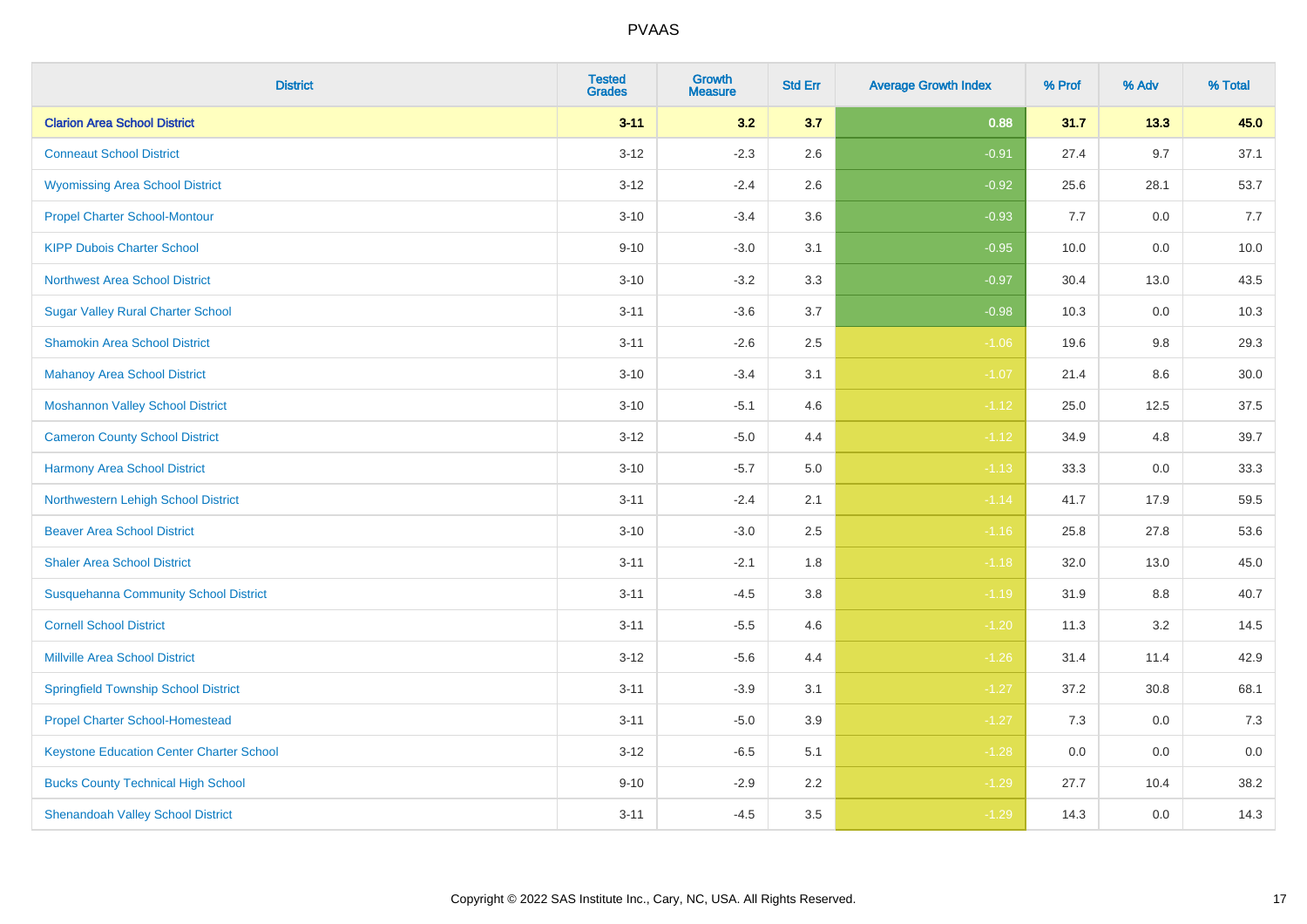| District | Tested Grades | Growth Measure | Std Err | Average Growth Index | % Prof | % Adv | % Total |
|---|---|---|---|---|---|---|---|
| **Clarion Area School District** | **3-11** | **3.2** | **3.7** | **0.88** | **31.7** | **13.3** | **45.0** |
| Conneaut School District | 3-12 | -2.3 | 2.6 | -0.91 | 27.4 | 9.7 | 37.1 |
| Wyomissing Area School District | 3-12 | -2.4 | 2.6 | -0.92 | 25.6 | 28.1 | 53.7 |
| Propel Charter School-Montour | 3-10 | -3.4 | 3.6 | -0.93 | 7.7 | 0.0 | 7.7 |
| KIPP Dubois Charter School | 9-10 | -3.0 | 3.1 | -0.95 | 10.0 | 0.0 | 10.0 |
| Northwest Area School District | 3-10 | -3.2 | 3.3 | -0.97 | 30.4 | 13.0 | 43.5 |
| Sugar Valley Rural Charter School | 3-11 | -3.6 | 3.7 | -0.98 | 10.3 | 0.0 | 10.3 |
| Shamokin Area School District | 3-11 | -2.6 | 2.5 | -1.06 | 19.6 | 9.8 | 29.3 |
| Mahanoy Area School District | 3-10 | -3.4 | 3.1 | -1.07 | 21.4 | 8.6 | 30.0 |
| Moshannon Valley School District | 3-10 | -5.1 | 4.6 | -1.12 | 25.0 | 12.5 | 37.5 |
| Cameron County School District | 3-12 | -5.0 | 4.4 | -1.12 | 34.9 | 4.8 | 39.7 |
| Harmony Area School District | 3-10 | -5.7 | 5.0 | -1.13 | 33.3 | 0.0 | 33.3 |
| Northwestern Lehigh School District | 3-11 | -2.4 | 2.1 | -1.14 | 41.7 | 17.9 | 59.5 |
| Beaver Area School District | 3-10 | -3.0 | 2.5 | -1.16 | 25.8 | 27.8 | 53.6 |
| Shaler Area School District | 3-11 | -2.1 | 1.8 | -1.18 | 32.0 | 13.0 | 45.0 |
| Susquehanna Community School District | 3-11 | -4.5 | 3.8 | -1.19 | 31.9 | 8.8 | 40.7 |
| Cornell School District | 3-11 | -5.5 | 4.6 | -1.20 | 11.3 | 3.2 | 14.5 |
| Millville Area School District | 3-12 | -5.6 | 4.4 | -1.26 | 31.4 | 11.4 | 42.9 |
| Springfield Township School District | 3-11 | -3.9 | 3.1 | -1.27 | 37.2 | 30.8 | 68.1 |
| Propel Charter School-Homestead | 3-11 | -5.0 | 3.9 | -1.27 | 7.3 | 0.0 | 7.3 |
| Keystone Education Center Charter School | 3-12 | -6.5 | 5.1 | -1.28 | 0.0 | 0.0 | 0.0 |
| Bucks County Technical High School | 9-10 | -2.9 | 2.2 | -1.29 | 27.7 | 10.4 | 38.2 |
| Shenandoah Valley School District | 3-11 | -4.5 | 3.5 | -1.29 | 14.3 | 0.0 | 14.3 |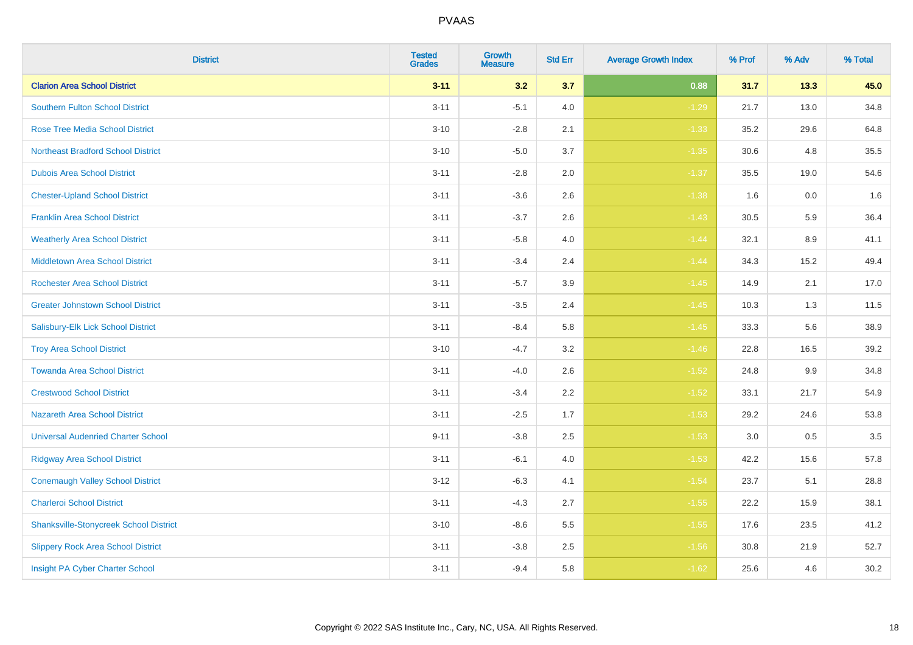| District | Tested Grades | Growth Measure | Std Err | Average Growth Index | % Prof | % Adv | % Total |
|---|---|---|---|---|---|---|---|
| **Clarion Area School District** | **3-11** | **3.2** | **3.7** | **0.88** | **31.7** | **13.3** | **45.0** |
| Southern Fulton School District | 3-11 | -5.1 | 4.0 | -1.29 | 21.7 | 13.0 | 34.8 |
| Rose Tree Media School District | 3-10 | -2.8 | 2.1 | -1.33 | 35.2 | 29.6 | 64.8 |
| Northeast Bradford School District | 3-10 | -5.0 | 3.7 | -1.35 | 30.6 | 4.8 | 35.5 |
| Dubois Area School District | 3-11 | -2.8 | 2.0 | -1.37 | 35.5 | 19.0 | 54.6 |
| Chester-Upland School District | 3-11 | -3.6 | 2.6 | -1.38 | 1.6 | 0.0 | 1.6 |
| Franklin Area School District | 3-11 | -3.7 | 2.6 | -1.43 | 30.5 | 5.9 | 36.4 |
| Weatherly Area School District | 3-11 | -5.8 | 4.0 | -1.44 | 32.1 | 8.9 | 41.1 |
| Middletown Area School District | 3-11 | -3.4 | 2.4 | -1.44 | 34.3 | 15.2 | 49.4 |
| Rochester Area School District | 3-11 | -5.7 | 3.9 | -1.45 | 14.9 | 2.1 | 17.0 |
| Greater Johnstown School District | 3-11 | -3.5 | 2.4 | -1.45 | 10.3 | 1.3 | 11.5 |
| Salisbury-Elk Lick School District | 3-11 | -8.4 | 5.8 | -1.45 | 33.3 | 5.6 | 38.9 |
| Troy Area School District | 3-10 | -4.7 | 3.2 | -1.46 | 22.8 | 16.5 | 39.2 |
| Towanda Area School District | 3-11 | -4.0 | 2.6 | -1.52 | 24.8 | 9.9 | 34.8 |
| Crestwood School District | 3-11 | -3.4 | 2.2 | -1.52 | 33.1 | 21.7 | 54.9 |
| Nazareth Area School District | 3-11 | -2.5 | 1.7 | -1.53 | 29.2 | 24.6 | 53.8 |
| Universal Audenried Charter School | 9-11 | -3.8 | 2.5 | -1.53 | 3.0 | 0.5 | 3.5 |
| Ridgway Area School District | 3-11 | -6.1 | 4.0 | -1.53 | 42.2 | 15.6 | 57.8 |
| Conemaugh Valley School District | 3-12 | -6.3 | 4.1 | -1.54 | 23.7 | 5.1 | 28.8 |
| Charleroi School District | 3-11 | -4.3 | 2.7 | -1.55 | 22.2 | 15.9 | 38.1 |
| Shanksville-Stonycreek School District | 3-10 | -8.6 | 5.5 | -1.55 | 17.6 | 23.5 | 41.2 |
| Slippery Rock Area School District | 3-11 | -3.8 | 2.5 | -1.56 | 30.8 | 21.9 | 52.7 |
| Insight PA Cyber Charter School | 3-11 | -9.4 | 5.8 | -1.62 | 25.6 | 4.6 | 30.2 |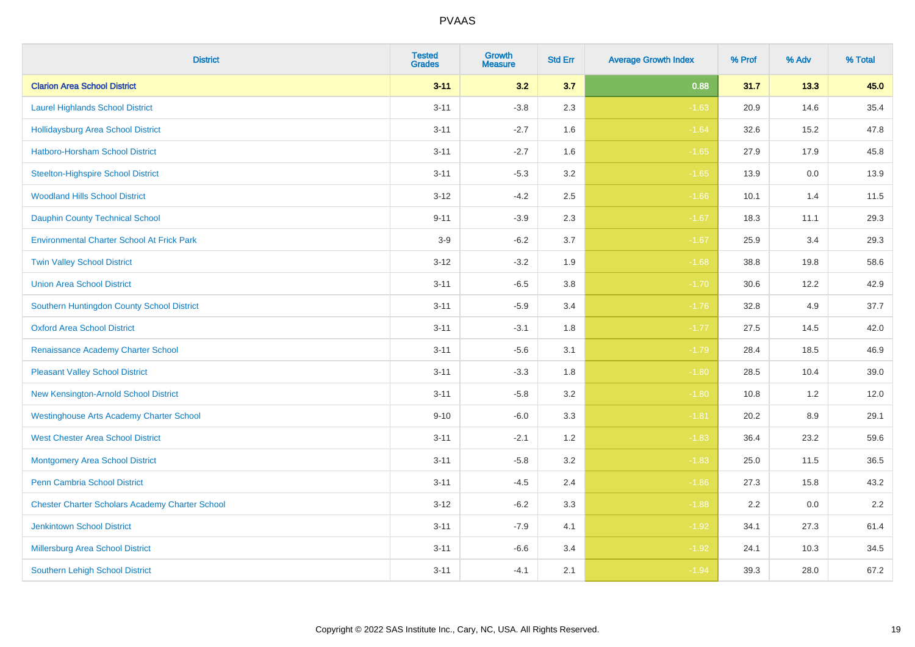| District | Tested Grades | Growth Measure | Std Err | Average Growth Index | % Prof | % Adv | % Total |
|---|---|---|---|---|---|---|---|
| **Clarion Area School District** | **3-11** | **3.2** | **3.7** | **0.88** | **31.7** | **13.3** | **45.0** |
| Laurel Highlands School District | 3-11 | -3.8 | 2.3 | -1.63 | 20.9 | 14.6 | 35.4 |
| Hollidaysburg Area School District | 3-11 | -2.7 | 1.6 | -1.64 | 32.6 | 15.2 | 47.8 |
| Hatboro-Horsham School District | 3-11 | -2.7 | 1.6 | -1.65 | 27.9 | 17.9 | 45.8 |
| Steelton-Highspire School District | 3-11 | -5.3 | 3.2 | -1.65 | 13.9 | 0.0 | 13.9 |
| Woodland Hills School District | 3-12 | -4.2 | 2.5 | -1.66 | 10.1 | 1.4 | 11.5 |
| Dauphin County Technical School | 9-11 | -3.9 | 2.3 | -1.67 | 18.3 | 11.1 | 29.3 |
| Environmental Charter School At Frick Park | 3-9 | -6.2 | 3.7 | -1.67 | 25.9 | 3.4 | 29.3 |
| Twin Valley School District | 3-12 | -3.2 | 1.9 | -1.68 | 38.8 | 19.8 | 58.6 |
| Union Area School District | 3-11 | -6.5 | 3.8 | -1.70 | 30.6 | 12.2 | 42.9 |
| Southern Huntingdon County School District | 3-11 | -5.9 | 3.4 | -1.76 | 32.8 | 4.9 | 37.7 |
| Oxford Area School District | 3-11 | -3.1 | 1.8 | -1.77 | 27.5 | 14.5 | 42.0 |
| Renaissance Academy Charter School | 3-11 | -5.6 | 3.1 | -1.79 | 28.4 | 18.5 | 46.9 |
| Pleasant Valley School District | 3-11 | -3.3 | 1.8 | -1.80 | 28.5 | 10.4 | 39.0 |
| New Kensington-Arnold School District | 3-11 | -5.8 | 3.2 | -1.80 | 10.8 | 1.2 | 12.0 |
| Westinghouse Arts Academy Charter School | 9-10 | -6.0 | 3.3 | -1.81 | 20.2 | 8.9 | 29.1 |
| West Chester Area School District | 3-11 | -2.1 | 1.2 | -1.83 | 36.4 | 23.2 | 59.6 |
| Montgomery Area School District | 3-11 | -5.8 | 3.2 | -1.83 | 25.0 | 11.5 | 36.5 |
| Penn Cambria School District | 3-11 | -4.5 | 2.4 | -1.86 | 27.3 | 15.8 | 43.2 |
| Chester Charter Scholars Academy Charter School | 3-12 | -6.2 | 3.3 | -1.88 | 2.2 | 0.0 | 2.2 |
| Jenkintown School District | 3-11 | -7.9 | 4.1 | -1.92 | 34.1 | 27.3 | 61.4 |
| Millersburg Area School District | 3-11 | -6.6 | 3.4 | -1.92 | 24.1 | 10.3 | 34.5 |
| Southern Lehigh School District | 3-11 | -4.1 | 2.1 | -1.94 | 39.3 | 28.0 | 67.2 |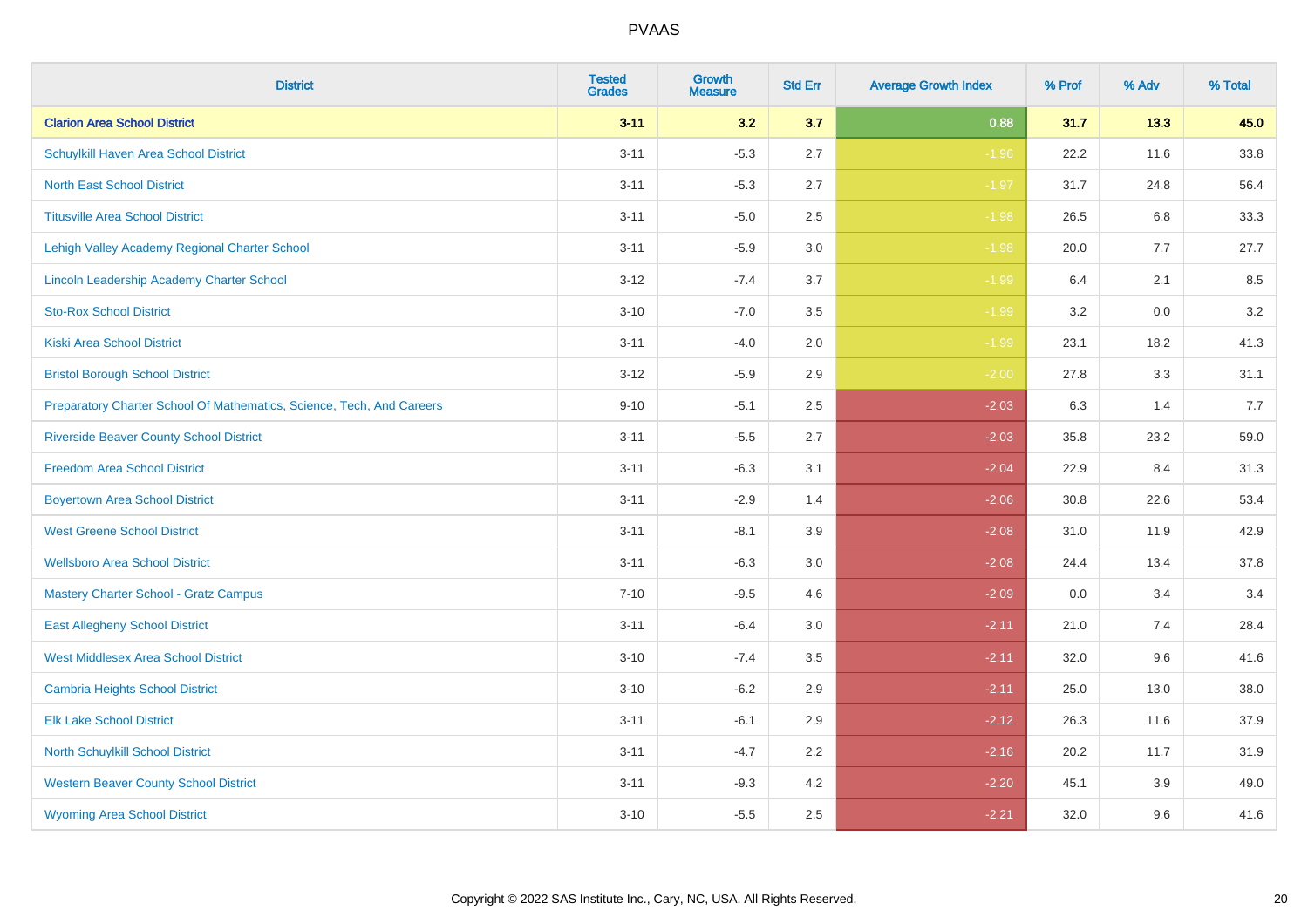| District | Tested Grades | Growth Measure | Std Err | Average Growth Index | % Prof | % Adv | % Total |
|---|---|---|---|---|---|---|---|
| **Clarion Area School District** | **3-11** | **3.2** | **3.7** | **0.88** | **31.7** | **13.3** | **45.0** |
| Schuylkill Haven Area School District | 3-11 | -5.3 | 2.7 | -1.96 | 22.2 | 11.6 | 33.8 |
| North East School District | 3-11 | -5.3 | 2.7 | -1.97 | 31.7 | 24.8 | 56.4 |
| Titusville Area School District | 3-11 | -5.0 | 2.5 | -1.98 | 26.5 | 6.8 | 33.3 |
| Lehigh Valley Academy Regional Charter School | 3-11 | -5.9 | 3.0 | -1.98 | 20.0 | 7.7 | 27.7 |
| Lincoln Leadership Academy Charter School | 3-12 | -7.4 | 3.7 | -1.99 | 6.4 | 2.1 | 8.5 |
| Sto-Rox School District | 3-10 | -7.0 | 3.5 | -1.99 | 3.2 | 0.0 | 3.2 |
| Kiski Area School District | 3-11 | -4.0 | 2.0 | -1.99 | 23.1 | 18.2 | 41.3 |
| Bristol Borough School District | 3-12 | -5.9 | 2.9 | -2.00 | 27.8 | 3.3 | 31.1 |
| Preparatory Charter School Of Mathematics, Science, Tech, And Careers | 9-10 | -5.1 | 2.5 | -2.03 | 6.3 | 1.4 | 7.7 |
| Riverside Beaver County School District | 3-11 | -5.5 | 2.7 | -2.03 | 35.8 | 23.2 | 59.0 |
| Freedom Area School District | 3-11 | -6.3 | 3.1 | -2.04 | 22.9 | 8.4 | 31.3 |
| Boyertown Area School District | 3-11 | -2.9 | 1.4 | -2.06 | 30.8 | 22.6 | 53.4 |
| West Greene School District | 3-11 | -8.1 | 3.9 | -2.08 | 31.0 | 11.9 | 42.9 |
| Wellsboro Area School District | 3-11 | -6.3 | 3.0 | -2.08 | 24.4 | 13.4 | 37.8 |
| Mastery Charter School - Gratz Campus | 7-10 | -9.5 | 4.6 | -2.09 | 0.0 | 3.4 | 3.4 |
| East Allegheny School District | 3-11 | -6.4 | 3.0 | -2.11 | 21.0 | 7.4 | 28.4 |
| West Middlesex Area School District | 3-10 | -7.4 | 3.5 | -2.11 | 32.0 | 9.6 | 41.6 |
| Cambria Heights School District | 3-10 | -6.2 | 2.9 | -2.11 | 25.0 | 13.0 | 38.0 |
| Elk Lake School District | 3-11 | -6.1 | 2.9 | -2.12 | 26.3 | 11.6 | 37.9 |
| North Schuylkill School District | 3-11 | -4.7 | 2.2 | -2.16 | 20.2 | 11.7 | 31.9 |
| Western Beaver County School District | 3-11 | -9.3 | 4.2 | -2.20 | 45.1 | 3.9 | 49.0 |
| Wyoming Area School District | 3-10 | -5.5 | 2.5 | -2.21 | 32.0 | 9.6 | 41.6 |

Copyright © 2022 SAS Institute Inc., Cary, NC, USA. All Rights Reserved.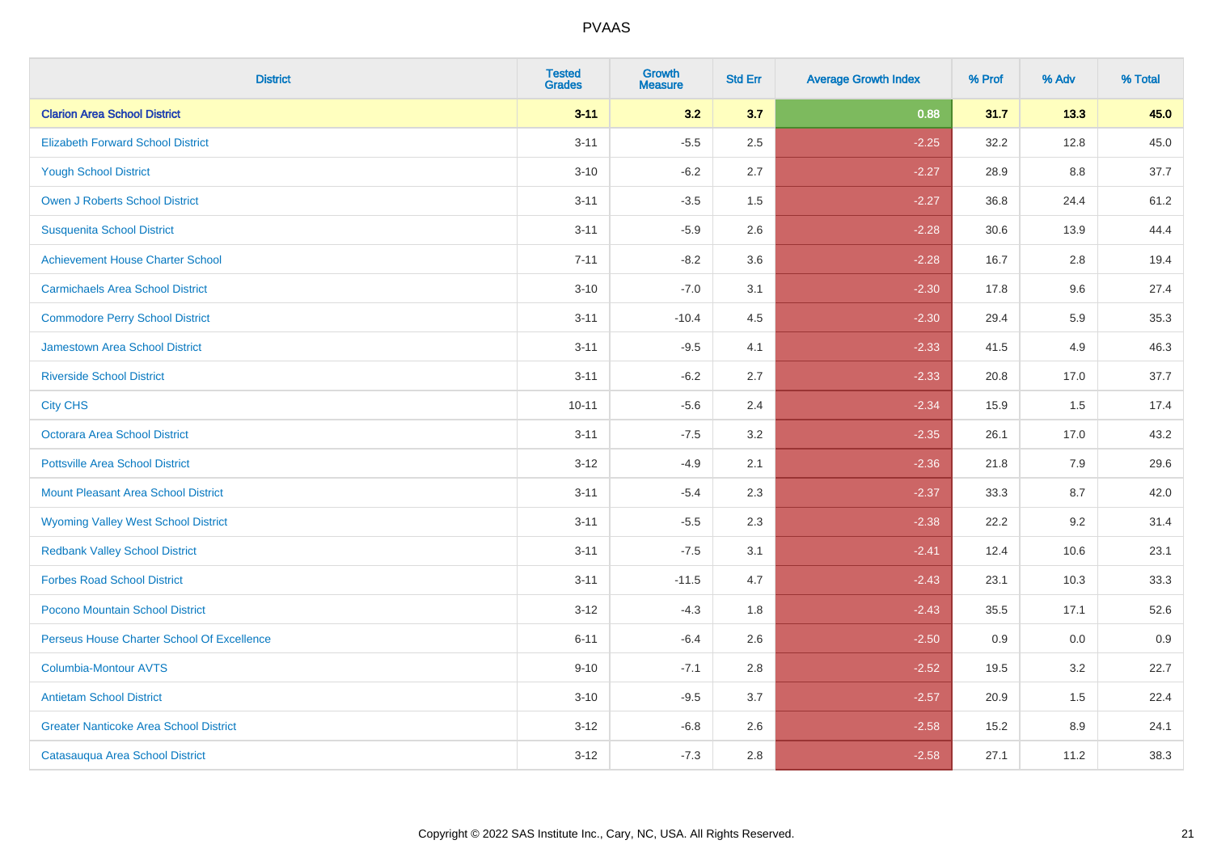# PVAAS

| District | Tested Grades | Growth Measure | Std Err | Average Growth Index | % Prof | % Adv | % Total |
|---|---|---|---|---|---|---|---|
| **Clarion Area School District** | **3-11** | **3.2** | **3.7** | **0.88** | **31.7** | **13.3** | **45.0** |
| Elizabeth Forward School District | 3-11 | -5.5 | 2.5 | -2.25 | 32.2 | 12.8 | 45.0 |
| Yough School District | 3-10 | -6.2 | 2.7 | -2.27 | 28.9 | 8.8 | 37.7 |
| Owen J Roberts School District | 3-11 | -3.5 | 1.5 | -2.27 | 36.8 | 24.4 | 61.2 |
| Susquenita School District | 3-11 | -5.9 | 2.6 | -2.28 | 30.6 | 13.9 | 44.4 |
| Achievement House Charter School | 7-11 | -8.2 | 3.6 | -2.28 | 16.7 | 2.8 | 19.4 |
| Carmichaels Area School District | 3-10 | -7.0 | 3.1 | -2.30 | 17.8 | 9.6 | 27.4 |
| Commodore Perry School District | 3-11 | -10.4 | 4.5 | -2.30 | 29.4 | 5.9 | 35.3 |
| Jamestown Area School District | 3-11 | -9.5 | 4.1 | -2.33 | 41.5 | 4.9 | 46.3 |
| Riverside School District | 3-11 | -6.2 | 2.7 | -2.33 | 20.8 | 17.0 | 37.7 |
| City CHS | 10-11 | -5.6 | 2.4 | -2.34 | 15.9 | 1.5 | 17.4 |
| Octorara Area School District | 3-11 | -7.5 | 3.2 | -2.35 | 26.1 | 17.0 | 43.2 |
| Pottsville Area School District | 3-12 | -4.9 | 2.1 | -2.36 | 21.8 | 7.9 | 29.6 |
| Mount Pleasant Area School District | 3-11 | -5.4 | 2.3 | -2.37 | 33.3 | 8.7 | 42.0 |
| Wyoming Valley West School District | 3-11 | -5.5 | 2.3 | -2.38 | 22.2 | 9.2 | 31.4 |
| Redbank Valley School District | 3-11 | -7.5 | 3.1 | -2.41 | 12.4 | 10.6 | 23.1 |
| Forbes Road School District | 3-11 | -11.5 | 4.7 | -2.43 | 23.1 | 10.3 | 33.3 |
| Pocono Mountain School District | 3-12 | -4.3 | 1.8 | -2.43 | 35.5 | 17.1 | 52.6 |
| Perseus House Charter School Of Excellence | 6-11 | -6.4 | 2.6 | -2.50 | 0.9 | 0.0 | 0.9 |
| Columbia-Montour AVTS | 9-10 | -7.1 | 2.8 | -2.52 | 19.5 | 3.2 | 22.7 |
| Antietam School District | 3-10 | -9.5 | 3.7 | -2.57 | 20.9 | 1.5 | 22.4 |
| Greater Nanticoke Area School District | 3-12 | -6.8 | 2.6 | -2.58 | 15.2 | 8.9 | 24.1 |
| Catasauqua Area School District | 3-12 | -7.3 | 2.8 | -2.58 | 27.1 | 11.2 | 38.3 |

Copyright © 2022 SAS Institute Inc., Cary, NC, USA. All Rights Reserved.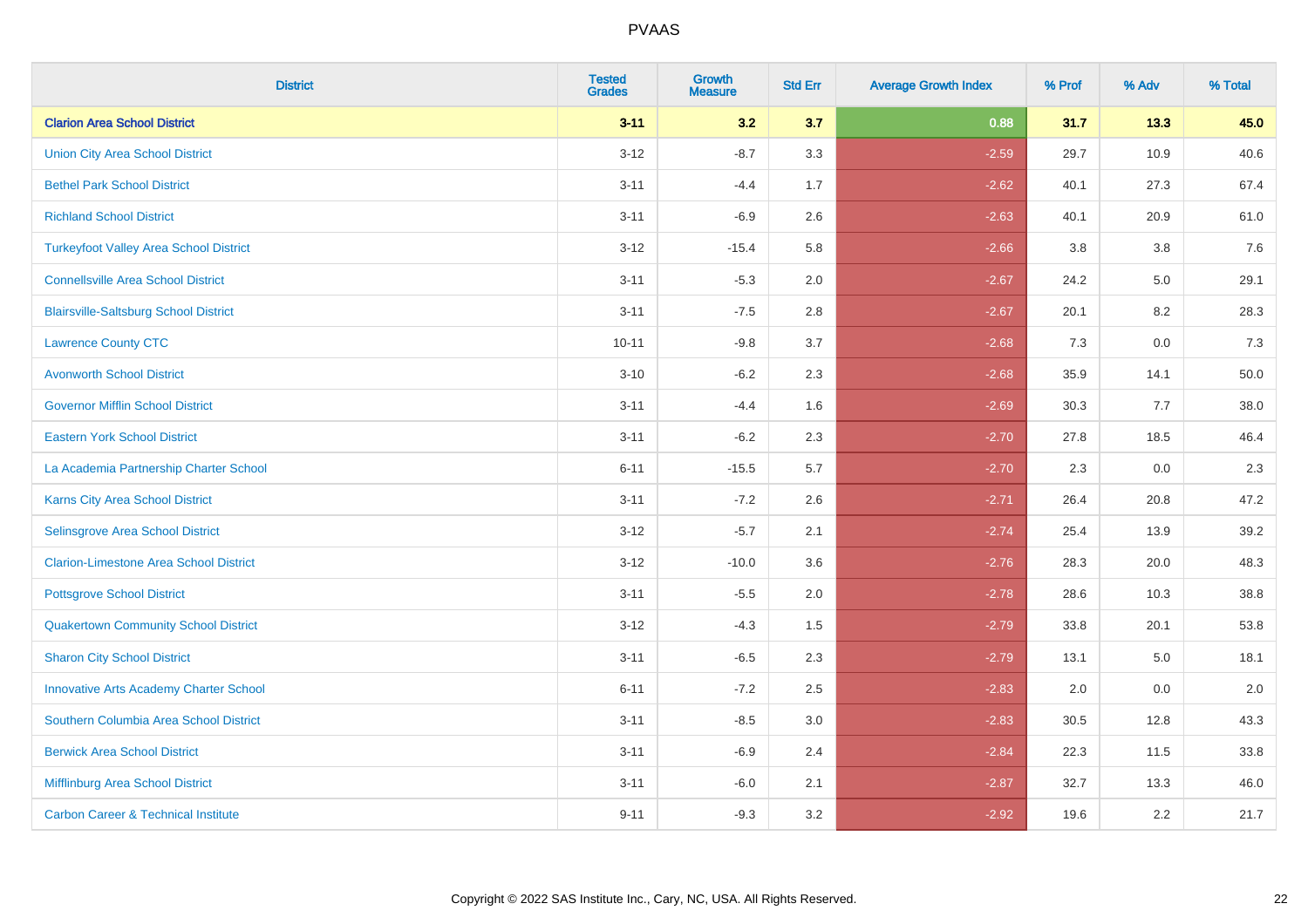| District | Tested Grades | Growth Measure | Std Err | Average Growth Index | % Prof | % Adv | % Total |
|---|---|---|---|---|---|---|---|
| **Clarion Area School District** | **3-11** | **3.2** | **3.7** | **0.88** | **31.7** | **13.3** | **45.0** |
| Union City Area School District | 3-12 | -8.7 | 3.3 | -2.59 | 29.7 | 10.9 | 40.6 |
| Bethel Park School District | 3-11 | -4.4 | 1.7 | -2.62 | 40.1 | 27.3 | 67.4 |
| Richland School District | 3-11 | -6.9 | 2.6 | -2.63 | 40.1 | 20.9 | 61.0 |
| Turkeyfoot Valley Area School District | 3-12 | -15.4 | 5.8 | -2.66 | 3.8 | 3.8 | 7.6 |
| Connellsville Area School District | 3-11 | -5.3 | 2.0 | -2.67 | 24.2 | 5.0 | 29.1 |
| Blairsville-Saltsburg School District | 3-11 | -7.5 | 2.8 | -2.67 | 20.1 | 8.2 | 28.3 |
| Lawrence County CTC | 10-11 | -9.8 | 3.7 | -2.68 | 7.3 | 0.0 | 7.3 |
| Avonworth School District | 3-10 | -6.2 | 2.3 | -2.68 | 35.9 | 14.1 | 50.0 |
| Governor Mifflin School District | 3-11 | -4.4 | 1.6 | -2.69 | 30.3 | 7.7 | 38.0 |
| Eastern York School District | 3-11 | -6.2 | 2.3 | -2.70 | 27.8 | 18.5 | 46.4 |
| La Academia Partnership Charter School | 6-11 | -15.5 | 5.7 | -2.70 | 2.3 | 0.0 | 2.3 |
| Karns City Area School District | 3-11 | -7.2 | 2.6 | -2.71 | 26.4 | 20.8 | 47.2 |
| Selinsgrove Area School District | 3-12 | -5.7 | 2.1 | -2.74 | 25.4 | 13.9 | 39.2 |
| Clarion-Limestone Area School District | 3-12 | -10.0 | 3.6 | -2.76 | 28.3 | 20.0 | 48.3 |
| Pottsgrove School District | 3-11 | -5.5 | 2.0 | -2.78 | 28.6 | 10.3 | 38.8 |
| Quakertown Community School District | 3-12 | -4.3 | 1.5 | -2.79 | 33.8 | 20.1 | 53.8 |
| Sharon City School District | 3-11 | -6.5 | 2.3 | -2.79 | 13.1 | 5.0 | 18.1 |
| Innovative Arts Academy Charter School | 6-11 | -7.2 | 2.5 | -2.83 | 2.0 | 0.0 | 2.0 |
| Southern Columbia Area School District | 3-11 | -8.5 | 3.0 | -2.83 | 30.5 | 12.8 | 43.3 |
| Berwick Area School District | 3-11 | -6.9 | 2.4 | -2.84 | 22.3 | 11.5 | 33.8 |
| Mifflinburg Area School District | 3-11 | -6.0 | 2.1 | -2.87 | 32.7 | 13.3 | 46.0 |
| Carbon Career & Technical Institute | 9-11 | -9.3 | 3.2 | -2.92 | 19.6 | 2.2 | 21.7 |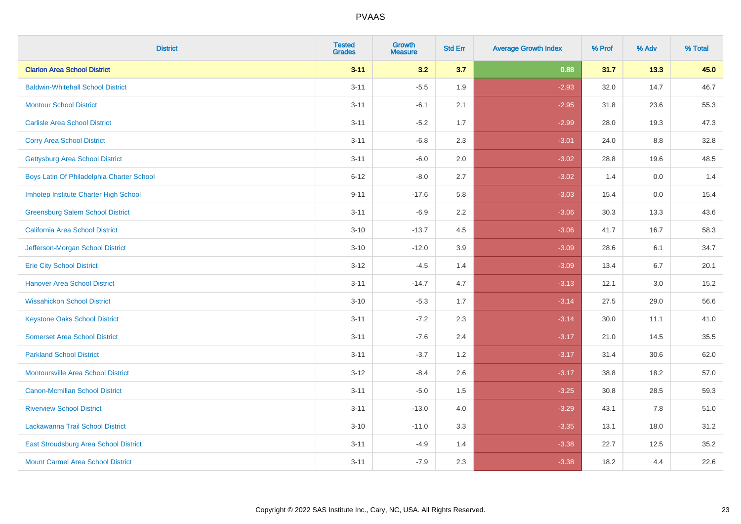| District | Tested Grades | Growth Measure | Std Err | Average Growth Index | % Prof | % Adv | % Total |
|---|---|---|---|---|---|---|---|
| **Clarion Area School District** | **3-11** | **3.2** | **3.7** | **0.88** | **31.7** | **13.3** | **45.0** |
| Baldwin-Whitehall School District | 3-11 | -5.5 | 1.9 | -2.93 | 32.0 | 14.7 | 46.7 |
| Montour School District | 3-11 | -6.1 | 2.1 | -2.95 | 31.8 | 23.6 | 55.3 |
| Carlisle Area School District | 3-11 | -5.2 | 1.7 | -2.99 | 28.0 | 19.3 | 47.3 |
| Corry Area School District | 3-11 | -6.8 | 2.3 | -3.01 | 24.0 | 8.8 | 32.8 |
| Gettysburg Area School District | 3-11 | -6.0 | 2.0 | -3.02 | 28.8 | 19.6 | 48.5 |
| Boys Latin Of Philadelphia Charter School | 6-12 | -8.0 | 2.7 | -3.02 | 1.4 | 0.0 | 1.4 |
| Imhotep Institute Charter High School | 9-11 | -17.6 | 5.8 | -3.03 | 15.4 | 0.0 | 15.4 |
| Greensburg Salem School District | 3-11 | -6.9 | 2.2 | -3.06 | 30.3 | 13.3 | 43.6 |
| California Area School District | 3-10 | -13.7 | 4.5 | -3.06 | 41.7 | 16.7 | 58.3 |
| Jefferson-Morgan School District | 3-10 | -12.0 | 3.9 | -3.09 | 28.6 | 6.1 | 34.7 |
| Erie City School District | 3-12 | -4.5 | 1.4 | -3.09 | 13.4 | 6.7 | 20.1 |
| Hanover Area School District | 3-11 | -14.7 | 4.7 | -3.13 | 12.1 | 3.0 | 15.2 |
| Wissahickon School District | 3-10 | -5.3 | 1.7 | -3.14 | 27.5 | 29.0 | 56.6 |
| Keystone Oaks School District | 3-11 | -7.2 | 2.3 | -3.14 | 30.0 | 11.1 | 41.0 |
| Somerset Area School District | 3-11 | -7.6 | 2.4 | -3.17 | 21.0 | 14.5 | 35.5 |
| Parkland School District | 3-11 | -3.7 | 1.2 | -3.17 | 31.4 | 30.6 | 62.0 |
| Montoursville Area School District | 3-12 | -8.4 | 2.6 | -3.17 | 38.8 | 18.2 | 57.0 |
| Canon-Mcmillan School District | 3-11 | -5.0 | 1.5 | -3.25 | 30.8 | 28.5 | 59.3 |
| Riverview School District | 3-11 | -13.0 | 4.0 | -3.29 | 43.1 | 7.8 | 51.0 |
| Lackawanna Trail School District | 3-10 | -11.0 | 3.3 | -3.35 | 13.1 | 18.0 | 31.2 |
| East Stroudsburg Area School District | 3-11 | -4.9 | 1.4 | -3.38 | 22.7 | 12.5 | 35.2 |
| Mount Carmel Area School District | 3-11 | -7.9 | 2.3 | -3.38 | 18.2 | 4.4 | 22.6 |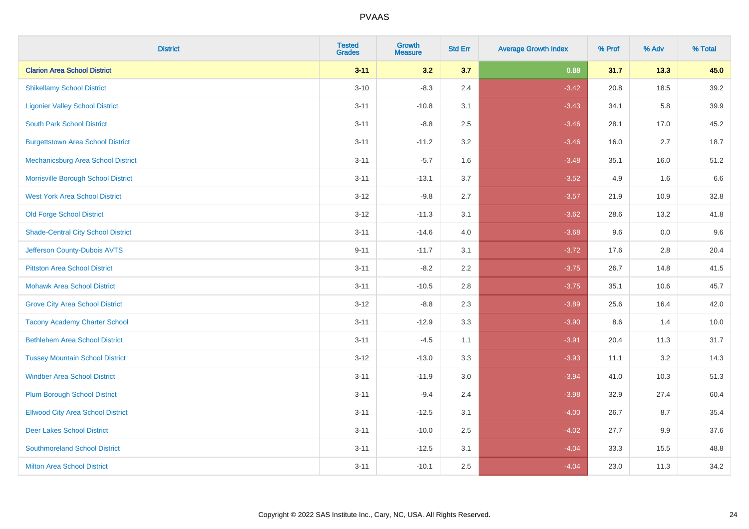# PVAAS

| District | Tested Grades | Growth Measure | Std Err | Average Growth Index | % Prof | % Adv | % Total |
|---|---|---|---|---|---|---|---|
| **Clarion Area School District** | **3-11** | **3.2** | **3.7** | **0.88** | **31.7** | **13.3** | **45.0** |
| Shikellamy School District | 3-10 | -8.3 | 2.4 | -3.42 | 20.8 | 18.5 | 39.2 |
| Ligonier Valley School District | 3-11 | -10.8 | 3.1 | -3.43 | 34.1 | 5.8 | 39.9 |
| South Park School District | 3-11 | -8.8 | 2.5 | -3.46 | 28.1 | 17.0 | 45.2 |
| Burgettstown Area School District | 3-11 | -11.2 | 3.2 | -3.46 | 16.0 | 2.7 | 18.7 |
| Mechanicsburg Area School District | 3-11 | -5.7 | 1.6 | -3.48 | 35.1 | 16.0 | 51.2 |
| Morrisville Borough School District | 3-11 | -13.1 | 3.7 | -3.52 | 4.9 | 1.6 | 6.6 |
| West York Area School District | 3-12 | -9.8 | 2.7 | -3.57 | 21.9 | 10.9 | 32.8 |
| Old Forge School District | 3-12 | -11.3 | 3.1 | -3.62 | 28.6 | 13.2 | 41.8 |
| Shade-Central City School District | 3-11 | -14.6 | 4.0 | -3.68 | 9.6 | 0.0 | 9.6 |
| Jefferson County-Dubois AVTS | 9-11 | -11.7 | 3.1 | -3.72 | 17.6 | 2.8 | 20.4 |
| Pittston Area School District | 3-11 | -8.2 | 2.2 | -3.75 | 26.7 | 14.8 | 41.5 |
| Mohawk Area School District | 3-11 | -10.5 | 2.8 | -3.75 | 35.1 | 10.6 | 45.7 |
| Grove City Area School District | 3-12 | -8.8 | 2.3 | -3.89 | 25.6 | 16.4 | 42.0 |
| Tacony Academy Charter School | 3-11 | -12.9 | 3.3 | -3.90 | 8.6 | 1.4 | 10.0 |
| Bethlehem Area School District | 3-11 | -4.5 | 1.1 | -3.91 | 20.4 | 11.3 | 31.7 |
| Tussey Mountain School District | 3-12 | -13.0 | 3.3 | -3.93 | 11.1 | 3.2 | 14.3 |
| Windber Area School District | 3-11 | -11.9 | 3.0 | -3.94 | 41.0 | 10.3 | 51.3 |
| Plum Borough School District | 3-11 | -9.4 | 2.4 | -3.98 | 32.9 | 27.4 | 60.4 |
| Ellwood City Area School District | 3-11 | -12.5 | 3.1 | -4.00 | 26.7 | 8.7 | 35.4 |
| Deer Lakes School District | 3-11 | -10.0 | 2.5 | -4.02 | 27.7 | 9.9 | 37.6 |
| Southmoreland School District | 3-11 | -12.5 | 3.1 | -4.04 | 33.3 | 15.5 | 48.8 |
| Milton Area School District | 3-11 | -10.1 | 2.5 | -4.04 | 23.0 | 11.3 | 34.2 |

Copyright © 2022 SAS Institute Inc., Cary, NC, USA. All Rights Reserved.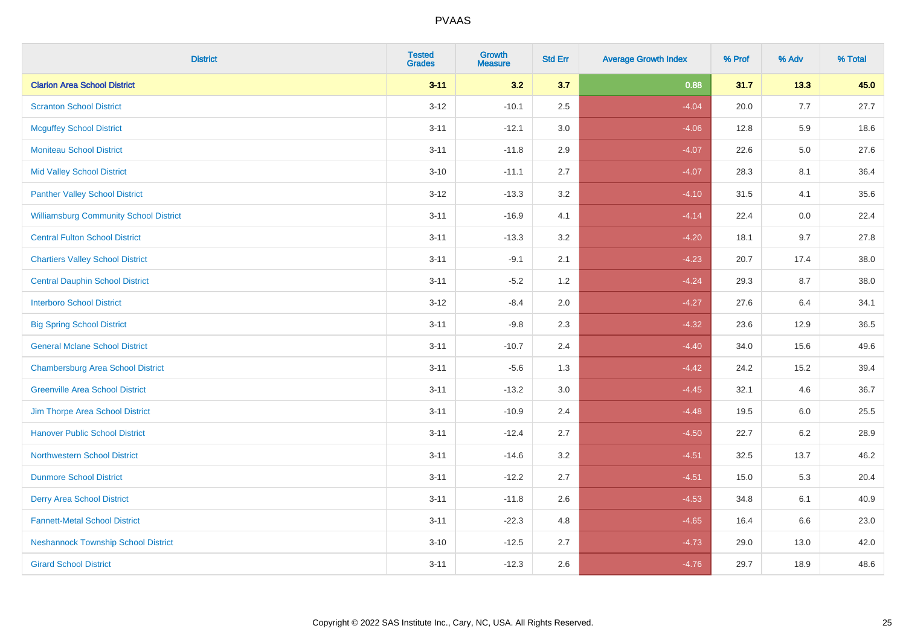| District | Tested Grades | Growth Measure | Std Err | Average Growth Index | % Prof | % Adv | % Total |
|---|---|---|---|---|---|---|---|
| **Clarion Area School District** | **3-11** | **3.2** | **3.7** | **0.88** | **31.7** | **13.3** | **45.0** |
| Scranton School District | 3-12 | -10.1 | 2.5 | -4.04 | 20.0 | 7.7 | 27.7 |
| Mcguffey School District | 3-11 | -12.1 | 3.0 | -4.06 | 12.8 | 5.9 | 18.6 |
| Moniteau School District | 3-11 | -11.8 | 2.9 | -4.07 | 22.6 | 5.0 | 27.6 |
| Mid Valley School District | 3-10 | -11.1 | 2.7 | -4.07 | 28.3 | 8.1 | 36.4 |
| Panther Valley School District | 3-12 | -13.3 | 3.2 | -4.10 | 31.5 | 4.1 | 35.6 |
| Williamsburg Community School District | 3-11 | -16.9 | 4.1 | -4.14 | 22.4 | 0.0 | 22.4 |
| Central Fulton School District | 3-11 | -13.3 | 3.2 | -4.20 | 18.1 | 9.7 | 27.8 |
| Chartiers Valley School District | 3-11 | -9.1 | 2.1 | -4.23 | 20.7 | 17.4 | 38.0 |
| Central Dauphin School District | 3-11 | -5.2 | 1.2 | -4.24 | 29.3 | 8.7 | 38.0 |
| Interboro School District | 3-12 | -8.4 | 2.0 | -4.27 | 27.6 | 6.4 | 34.1 |
| Big Spring School District | 3-11 | -9.8 | 2.3 | -4.32 | 23.6 | 12.9 | 36.5 |
| General Mclane School District | 3-11 | -10.7 | 2.4 | -4.40 | 34.0 | 15.6 | 49.6 |
| Chambersburg Area School District | 3-11 | -5.6 | 1.3 | -4.42 | 24.2 | 15.2 | 39.4 |
| Greenville Area School District | 3-11 | -13.2 | 3.0 | -4.45 | 32.1 | 4.6 | 36.7 |
| Jim Thorpe Area School District | 3-11 | -10.9 | 2.4 | -4.48 | 19.5 | 6.0 | 25.5 |
| Hanover Public School District | 3-11 | -12.4 | 2.7 | -4.50 | 22.7 | 6.2 | 28.9 |
| Northwestern School District | 3-11 | -14.6 | 3.2 | -4.51 | 32.5 | 13.7 | 46.2 |
| Dunmore School District | 3-11 | -12.2 | 2.7 | -4.51 | 15.0 | 5.3 | 20.4 |
| Derry Area School District | 3-11 | -11.8 | 2.6 | -4.53 | 34.8 | 6.1 | 40.9 |
| Fannett-Metal School District | 3-11 | -22.3 | 4.8 | -4.65 | 16.4 | 6.6 | 23.0 |
| Neshannock Township School District | 3-10 | -12.5 | 2.7 | -4.73 | 29.0 | 13.0 | 42.0 |
| Girard School District | 3-11 | -12.3 | 2.6 | -4.76 | 29.7 | 18.9 | 48.6 |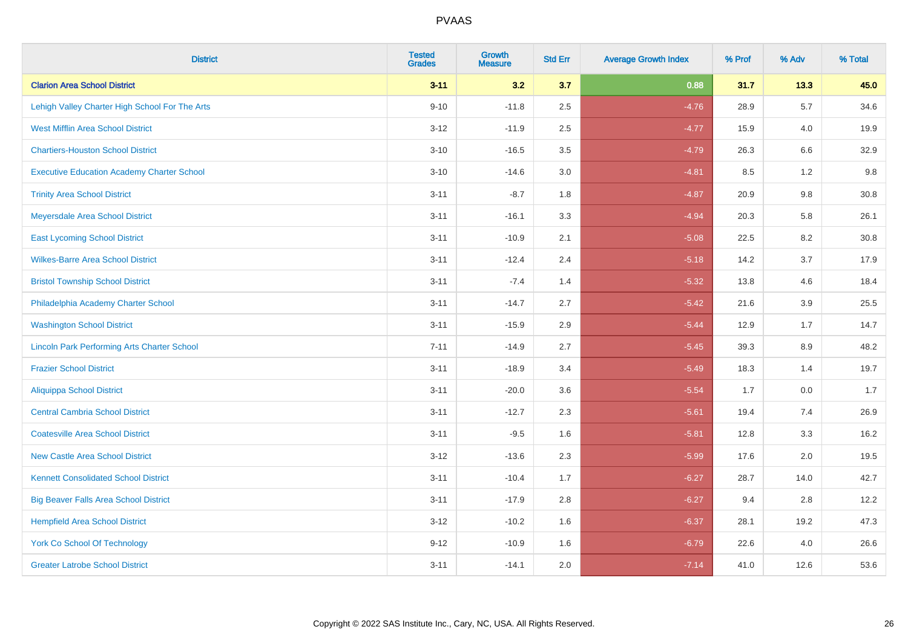# PVAAS

| District | Tested Grades | Growth Measure | Std Err | Average Growth Index | % Prof | % Adv | % Total |
|---|---|---|---|---|---|---|---|
| **Clarion Area School District** | **3-11** | **3.2** | **3.7** | **0.88** | **31.7** | **13.3** | **45.0** |
| Lehigh Valley Charter High School For The Arts | 9-10 | -11.8 | 2.5 | -4.76 | 28.9 | 5.7 | 34.6 |
| West Mifflin Area School District | 3-12 | -11.9 | 2.5 | -4.77 | 15.9 | 4.0 | 19.9 |
| Chartiers-Houston School District | 3-10 | -16.5 | 3.5 | -4.79 | 26.3 | 6.6 | 32.9 |
| Executive Education Academy Charter School | 3-10 | -14.6 | 3.0 | -4.81 | 8.5 | 1.2 | 9.8 |
| Trinity Area School District | 3-11 | -8.7 | 1.8 | -4.87 | 20.9 | 9.8 | 30.8 |
| Meyersdale Area School District | 3-11 | -16.1 | 3.3 | -4.94 | 20.3 | 5.8 | 26.1 |
| East Lycoming School District | 3-11 | -10.9 | 2.1 | -5.08 | 22.5 | 8.2 | 30.8 |
| Wilkes-Barre Area School District | 3-11 | -12.4 | 2.4 | -5.18 | 14.2 | 3.7 | 17.9 |
| Bristol Township School District | 3-11 | -7.4 | 1.4 | -5.32 | 13.8 | 4.6 | 18.4 |
| Philadelphia Academy Charter School | 3-11 | -14.7 | 2.7 | -5.42 | 21.6 | 3.9 | 25.5 |
| Washington School District | 3-11 | -15.9 | 2.9 | -5.44 | 12.9 | 1.7 | 14.7 |
| Lincoln Park Performing Arts Charter School | 7-11 | -14.9 | 2.7 | -5.45 | 39.3 | 8.9 | 48.2 |
| Frazier School District | 3-11 | -18.9 | 3.4 | -5.49 | 18.3 | 1.4 | 19.7 |
| Aliquippa School District | 3-11 | -20.0 | 3.6 | -5.54 | 1.7 | 0.0 | 1.7 |
| Central Cambria School District | 3-11 | -12.7 | 2.3 | -5.61 | 19.4 | 7.4 | 26.9 |
| Coatesville Area School District | 3-11 | -9.5 | 1.6 | -5.81 | 12.8 | 3.3 | 16.2 |
| New Castle Area School District | 3-12 | -13.6 | 2.3 | -5.99 | 17.6 | 2.0 | 19.5 |
| Kennett Consolidated School District | 3-11 | -10.4 | 1.7 | -6.27 | 28.7 | 14.0 | 42.7 |
| Big Beaver Falls Area School District | 3-11 | -17.9 | 2.8 | -6.27 | 9.4 | 2.8 | 12.2 |
| Hempfield Area School District | 3-12 | -10.2 | 1.6 | -6.37 | 28.1 | 19.2 | 47.3 |
| York Co School Of Technology | 9-12 | -10.9 | 1.6 | -6.79 | 22.6 | 4.0 | 26.6 |
| Greater Latrobe School District | 3-11 | -14.1 | 2.0 | -7.14 | 41.0 | 12.6 | 53.6 |

Copyright © 2022 SAS Institute Inc., Cary, NC, USA. All Rights Reserved.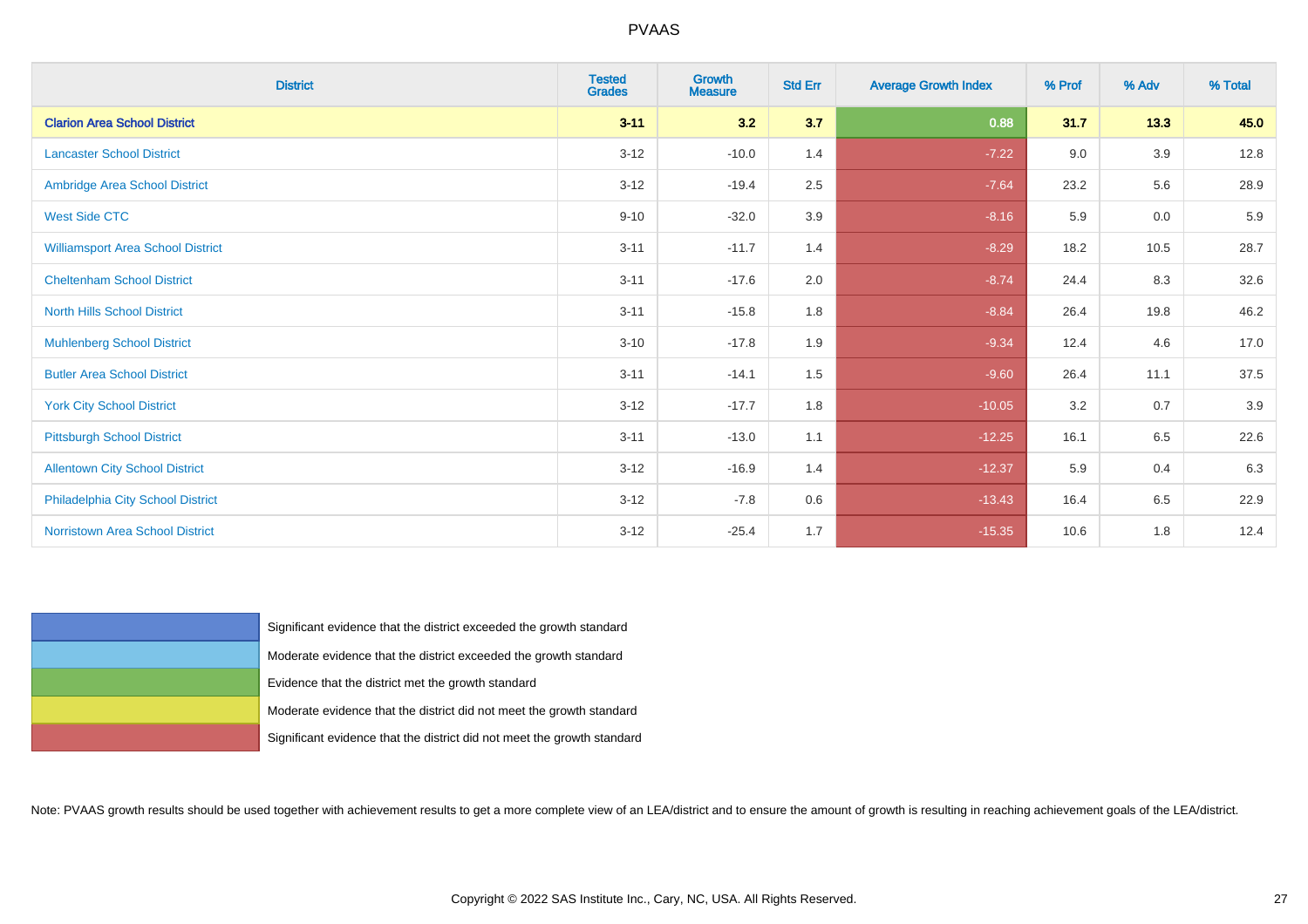PVAAS

| District | Tested Grades | Growth Measure | Std Err | Average Growth Index | % Prof | % Adv | % Total |
|---|---|---|---|---|---|---|---|
| **Clarion Area School District** | **3-11** | **3.2** | **3.7** | **0.88** | **31.7** | **13.3** | **45.0** |
| Lancaster School District | 3-12 | -10.0 | 1.4 | -7.22 | 9.0 | 3.9 | 12.8 |
| Ambridge Area School District | 3-12 | -19.4 | 2.5 | -7.64 | 23.2 | 5.6 | 28.9 |
| West Side CTC | 9-10 | -32.0 | 3.9 | -8.16 | 5.9 | 0.0 | 5.9 |
| Williamsport Area School District | 3-11 | -11.7 | 1.4 | -8.29 | 18.2 | 10.5 | 28.7 |
| Cheltenham School District | 3-11 | -17.6 | 2.0 | -8.74 | 24.4 | 8.3 | 32.6 |
| North Hills School District | 3-11 | -15.8 | 1.8 | -8.84 | 26.4 | 19.8 | 46.2 |
| Muhlenberg School District | 3-10 | -17.8 | 1.9 | -9.34 | 12.4 | 4.6 | 17.0 |
| Butler Area School District | 3-11 | -14.1 | 1.5 | -9.60 | 26.4 | 11.1 | 37.5 |
| York City School District | 3-12 | -17.7 | 1.8 | -10.05 | 3.2 | 0.7 | 3.9 |
| Pittsburgh School District | 3-11 | -13.0 | 1.1 | -12.25 | 16.1 | 6.5 | 22.6 |
| Allentown City School District | 3-12 | -16.9 | 1.4 | -12.37 | 5.9 | 0.4 | 6.3 |
| Philadelphia City School District | 3-12 | -7.8 | 0.6 | -13.43 | 16.4 | 6.5 | 22.9 |
| Norristown Area School District | 3-12 | -25.4 | 1.7 | -15.35 | 10.6 | 1.8 | 12.4 |

Significant evidence that the district exceeded the growth standard

Moderate evidence that the district exceeded the growth standard

Evidence that the district met the growth standard

Moderate evidence that the district did not meet the growth standard

Significant evidence that the district did not meet the growth standard

Note: PVAAS growth results should be used together with achievement results to get a more complete view of an LEA/district and to ensure the amount of growth is resulting in reaching achievement goals of the LEA/district.

Copyright © 2022 SAS Institute Inc., Cary, NC, USA. All Rights Reserved.